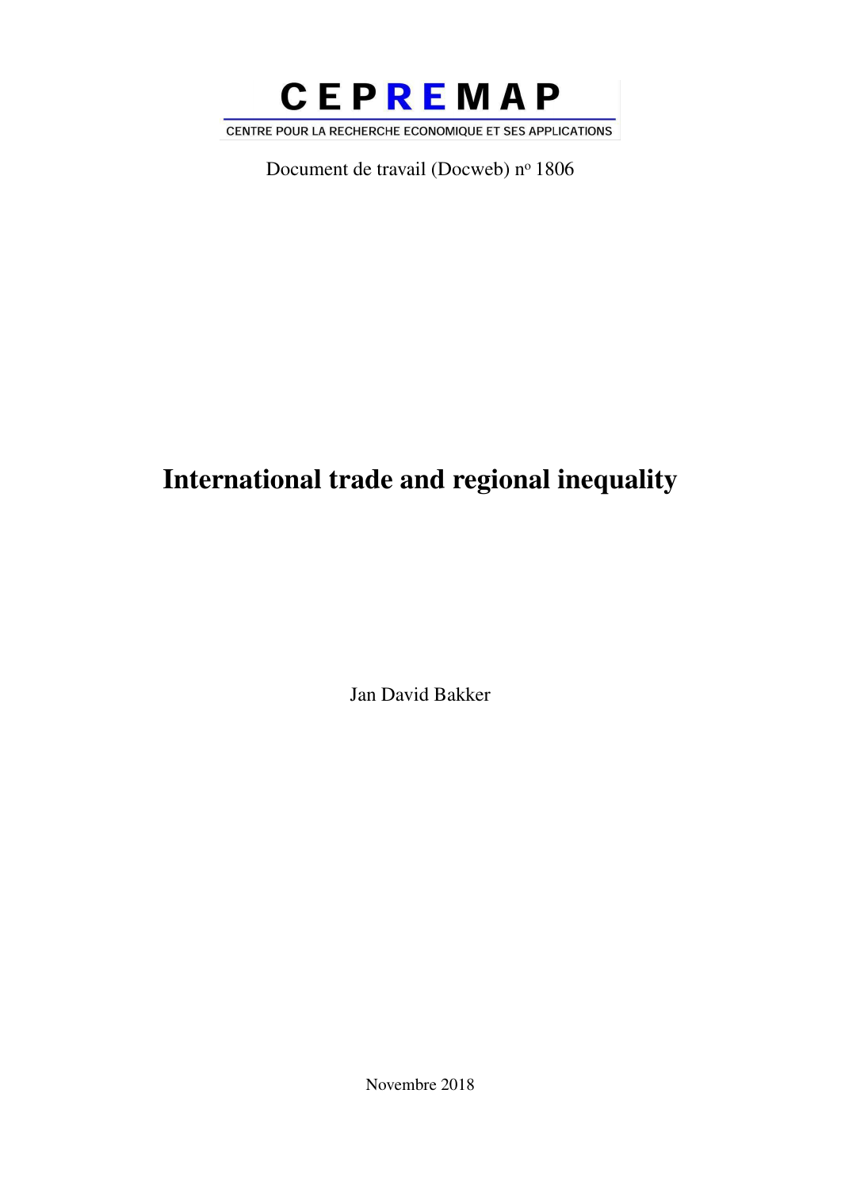CEPREMAP

CENTRE POUR LA RECHERCHE ECONOMIQUE ET SES APPLICATIONS

Document de travail (Docweb) n° 1806

# International trade and regional inequality

Jan David Bakker

Novembre 2018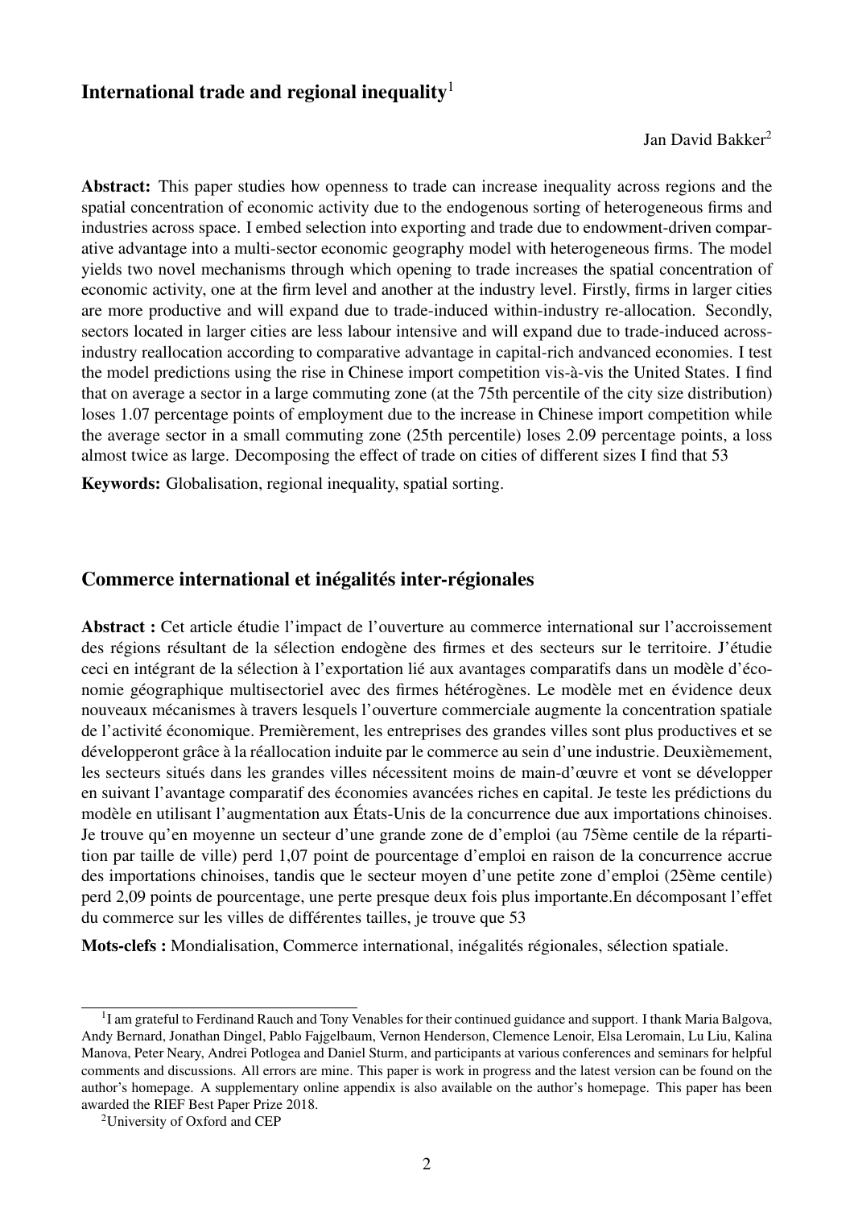## International trade and regional inequality[1]

Jan David Bakker[2]

**Abstract:** This paper studies how openness to trade can increase inequality across regions and the spatial concentration of economic activity due to the endogenous sorting of heterogeneous firms and industries across space. I embed selection into exporting and trade due to endowment-driven comparative advantage into a multi-sector economic geography model with heterogeneous firms. The model yields two novel mechanisms through which opening to trade increases the spatial concentration of economic activity, one at the firm level and another at the industry level. Firstly, firms in larger cities are more productive and will expand due to trade-induced within-industry re-allocation. Secondly, sectors located in larger cities are less labour intensive and will expand due to trade-induced across-industry reallocation according to comparative advantage in capital-rich andvanced economies. I test the model predictions using the rise in Chinese import competition vis-à-vis the United States. I find that on average a sector in a large commuting zone (at the 75th percentile of the city size distribution) loses 1.07 percentage points of employment due to the increase in Chinese import competition while the average sector in a small commuting zone (25th percentile) loses 2.09 percentage points, a loss almost twice as large. Decomposing the effect of trade on cities of different sizes I find that 53

**Keywords:** Globalisation, regional inequality, spatial sorting.

## Commerce international et inégalités inter-régionales

**Abstract :** Cet article étudie l'impact de l'ouverture au commerce international sur l'accroissement des régions résultant de la sélection endogène des firmes et des secteurs sur le territoire. J'étudie ceci en intégrant de la sélection à l'exportation lié aux avantages comparatifs dans un modèle d'économie géographique multisectoriel avec des firmes hétérogènes. Le modèle met en évidence deux nouveaux mécanismes à travers lesquels l'ouverture commerciale augmente la concentration spatiale de l'activité économique. Premièrement, les entreprises des grandes villes sont plus productives et se développeront grâce à la réallocation induite par le commerce au sein d'une industrie. Deuxièmement, les secteurs situés dans les grandes villes nécessitent moins de main-d'œuvre et vont se développer en suivant l'avantage comparatif des économies avancées riches en capital. Je teste les prédictions du modèle en utilisant l'augmentation aux États-Unis de la concurrence due aux importations chinoises. Je trouve qu'en moyenne un secteur d'une grande zone d'emploi (au 75ème centile de la répartition par taille de ville) perd 1,07 point de pourcentage d'emploi en raison de la concurrence accrue des importations chinoises, tandis que le secteur moyen d'une petite zone d'emploi (25ème centile) perd 2,09 points de pourcentage, une perte presque deux fois plus importante.En décomposant l'effet du commerce sur les villes de différentes tailles, je trouve que 53

**Mots-clefs :** Mondialisation, Commerce international, inégalités régionales, sélection spatiale.

---

[1] I am grateful to Ferdinand Rauch and Tony Venables for their continued guidance and support. I thank Maria Balgova, Andy Bernard, Jonathan Dingel, Pablo Fajgelbaum, Vernon Henderson, Clemence Lenoir, Elsa Leromain, Lu Liu, Kalina Manova, Peter Neary, Andrei Potlogea and Daniel Sturm, and participants at various conferences and seminars for helpful comments and discussions. All errors are mine. This paper is work in progress and the latest version can be found on the author's homepage. A supplementary online appendix is also available on the author's homepage. This paper has been awarded the RIEF Best Paper Prize 2018.

[2] University of Oxford and CEP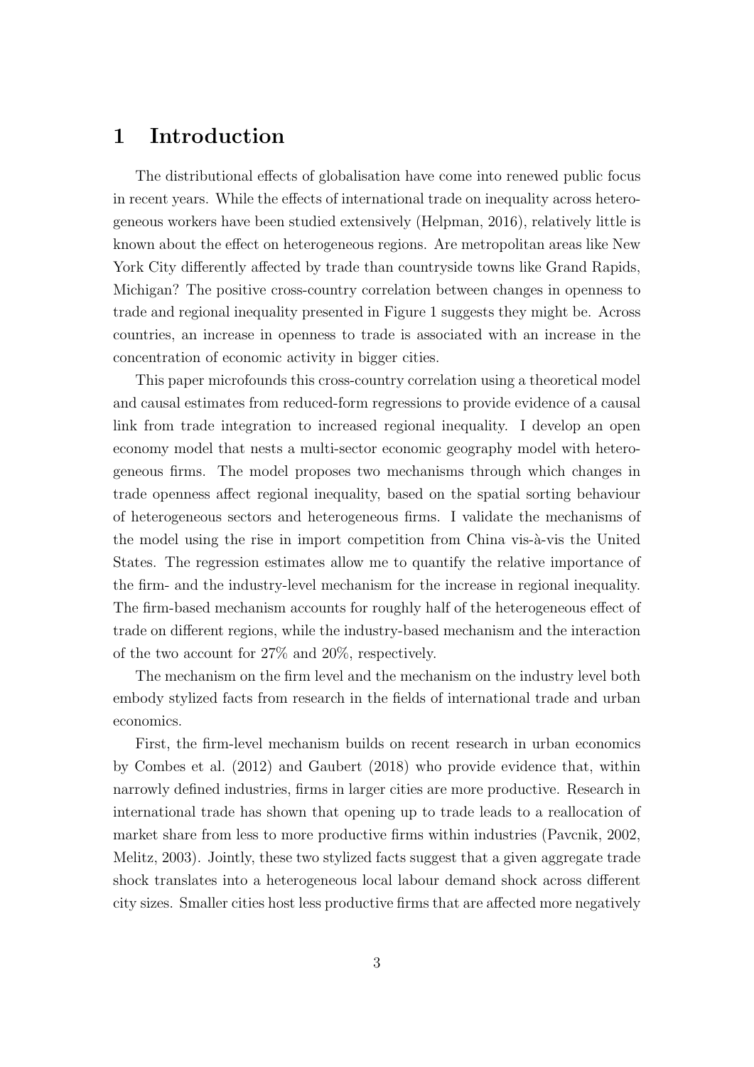# 1 Introduction

The distributional effects of globalisation have come into renewed public focus in recent years. While the effects of international trade on inequality across heterogeneous workers have been studied extensively (Helpman, 2016), relatively little is known about the effect on heterogeneous regions. Are metropolitan areas like New York City differently affected by trade than countryside towns like Grand Rapids, Michigan? The positive cross-country correlation between changes in openness to trade and regional inequality presented in Figure 1 suggests they might be. Across countries, an increase in openness to trade is associated with an increase in the concentration of economic activity in bigger cities.

This paper microfounds this cross-country correlation using a theoretical model and causal estimates from reduced-form regressions to provide evidence of a causal link from trade integration to increased regional inequality. I develop an open economy model that nests a multi-sector economic geography model with heterogeneous firms. The model proposes two mechanisms through which changes in trade openness affect regional inequality, based on the spatial sorting behaviour of heterogeneous sectors and heterogeneous firms. I validate the mechanisms of the model using the rise in import competition from China vis-à-vis the United States. The regression estimates allow me to quantify the relative importance of the firm- and the industry-level mechanism for the increase in regional inequality. The firm-based mechanism accounts for roughly half of the heterogeneous effect of trade on different regions, while the industry-based mechanism and the interaction of the two account for 27% and 20%, respectively.

The mechanism on the firm level and the mechanism on the industry level both embody stylized facts from research in the fields of international trade and urban economics.

First, the firm-level mechanism builds on recent research in urban economics by Combes et al. (2012) and Gaubert (2018) who provide evidence that, within narrowly defined industries, firms in larger cities are more productive. Research in international trade has shown that opening up to trade leads to a reallocation of market share from less to more productive firms within industries (Pavcnik, 2002, Melitz, 2003). Jointly, these two stylized facts suggest that a given aggregate trade shock translates into a heterogeneous local labour demand shock across different city sizes. Smaller cities host less productive firms that are affected more negatively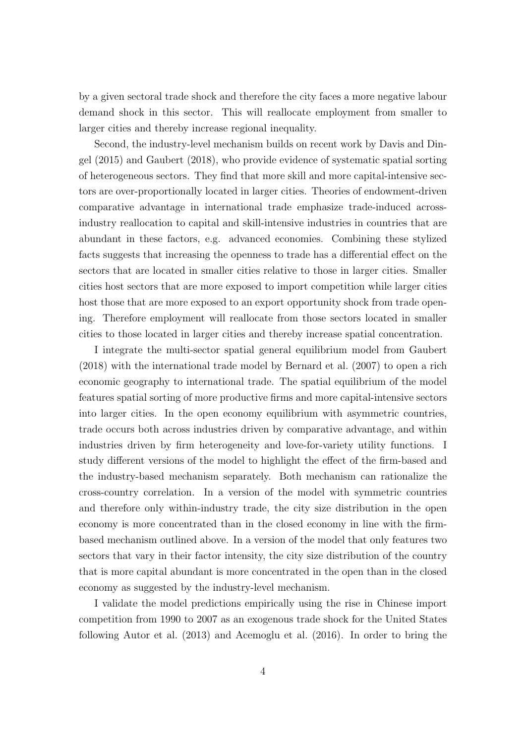by a given sectoral trade shock and therefore the city faces a more negative labour demand shock in this sector. This will reallocate employment from smaller to larger cities and thereby increase regional inequality.

Second, the industry-level mechanism builds on recent work by Davis and Dingel (2015) and Gaubert (2018), who provide evidence of systematic spatial sorting of heterogeneous sectors. They find that more skill and more capital-intensive sectors are over-proportionally located in larger cities. Theories of endowment-driven comparative advantage in international trade emphasize trade-induced across-industry reallocation to capital and skill-intensive industries in countries that are abundant in these factors, e.g. advanced economies. Combining these stylized facts suggests that increasing the openness to trade has a differential effect on the sectors that are located in smaller cities relative to those in larger cities. Smaller cities host sectors that are more exposed to import competition while larger cities host those that are more exposed to an export opportunity shock from trade opening. Therefore employment will reallocate from those sectors located in smaller cities to those located in larger cities and thereby increase spatial concentration.

I integrate the multi-sector spatial general equilibrium model from Gaubert (2018) with the international trade model by Bernard et al. (2007) to open a rich economic geography to international trade. The spatial equilibrium of the model features spatial sorting of more productive firms and more capital-intensive sectors into larger cities. In the open economy equilibrium with asymmetric countries, trade occurs both across industries driven by comparative advantage, and within industries driven by firm heterogeneity and love-for-variety utility functions. I study different versions of the model to highlight the effect of the firm-based and the industry-based mechanism separately. Both mechanism can rationalize the cross-country correlation. In a version of the model with symmetric countries and therefore only within-industry trade, the city size distribution in the open economy is more concentrated than in the closed economy in line with the firm-based mechanism outlined above. In a version of the model that only features two sectors that vary in their factor intensity, the city size distribution of the country that is more capital abundant is more concentrated in the open than in the closed economy as suggested by the industry-level mechanism.

I validate the model predictions empirically using the rise in Chinese import competition from 1990 to 2007 as an exogenous trade shock for the United States following Autor et al. (2013) and Acemoglu et al. (2016). In order to bring the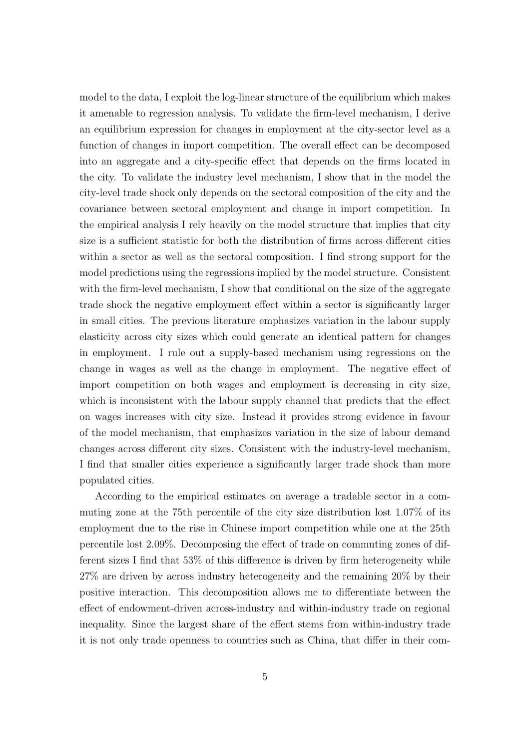model to the data, I exploit the log-linear structure of the equilibrium which makes it amenable to regression analysis. To validate the firm-level mechanism, I derive an equilibrium expression for changes in employment at the city-sector level as a function of changes in import competition. The overall effect can be decomposed into an aggregate and a city-specific effect that depends on the firms located in the city. To validate the industry level mechanism, I show that in the model the city-level trade shock only depends on the sectoral composition of the city and the covariance between sectoral employment and change in import competition. In the empirical analysis I rely heavily on the model structure that implies that city size is a sufficient statistic for both the distribution of firms across different cities within a sector as well as the sectoral composition. I find strong support for the model predictions using the regressions implied by the model structure. Consistent with the firm-level mechanism, I show that conditional on the size of the aggregate trade shock the negative employment effect within a sector is significantly larger in small cities. The previous literature emphasizes variation in the labour supply elasticity across city sizes which could generate an identical pattern for changes in employment. I rule out a supply-based mechanism using regressions on the change in wages as well as the change in employment. The negative effect of import competition on both wages and employment is decreasing in city size, which is inconsistent with the labour supply channel that predicts that the effect on wages increases with city size. Instead it provides strong evidence in favour of the model mechanism, that emphasizes variation in the size of labour demand changes across different city sizes. Consistent with the industry-level mechanism, I find that smaller cities experience a significantly larger trade shock than more populated cities.

According to the empirical estimates on average a tradable sector in a commuting zone at the 75th percentile of the city size distribution lost 1.07% of its employment due to the rise in Chinese import competition while one at the 25th percentile lost 2.09%. Decomposing the effect of trade on commuting zones of different sizes I find that 53% of this difference is driven by firm heterogeneity while 27% are driven by across industry heterogeneity and the remaining 20% by their positive interaction. This decomposition allows me to differentiate between the effect of endowment-driven across-industry and within-industry trade on regional inequality. Since the largest share of the effect stems from within-industry trade it is not only trade openness to countries such as China, that differ in their com-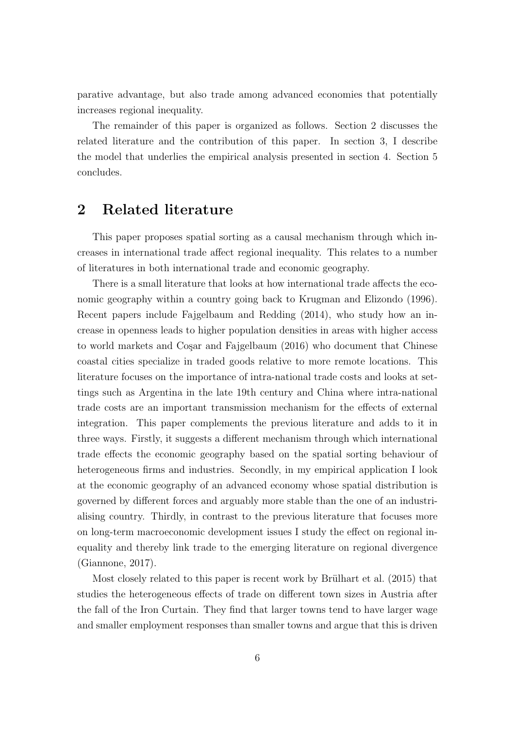parative advantage, but also trade among advanced economies that potentially increases regional inequality.

The remainder of this paper is organized as follows. Section 2 discusses the related literature and the contribution of this paper. In section 3, I describe the model that underlies the empirical analysis presented in section 4. Section 5 concludes.

## 2 Related literature

This paper proposes spatial sorting as a causal mechanism through which increases in international trade affect regional inequality. This relates to a number of literatures in both international trade and economic geography.

There is a small literature that looks at how international trade affects the economic geography within a country going back to Krugman and Elizondo (1996). Recent papers include Fajgelbaum and Redding (2014), who study how an increase in openness leads to higher population densities in areas with higher access to world markets and Coşar and Fajgelbaum (2016) who document that Chinese coastal cities specialize in traded goods relative to more remote locations. This literature focuses on the importance of intra-national trade costs and looks at settings such as Argentina in the late 19th century and China where intra-national trade costs are an important transmission mechanism for the effects of external integration. This paper complements the previous literature and adds to it in three ways. Firstly, it suggests a different mechanism through which international trade effects the economic geography based on the spatial sorting behaviour of heterogeneous firms and industries. Secondly, in my empirical application I look at the economic geography of an advanced economy whose spatial distribution is governed by different forces and arguably more stable than the one of an industrialising country. Thirdly, in contrast to the previous literature that focuses more on long-term macroeconomic development issues I study the effect on regional inequality and thereby link trade to the emerging literature on regional divergence (Giannone, 2017).

Most closely related to this paper is recent work by Brülhart et al. (2015) that studies the heterogeneous effects of trade on different town sizes in Austria after the fall of the Iron Curtain. They find that larger towns tend to have larger wage and smaller employment responses than smaller towns and argue that this is driven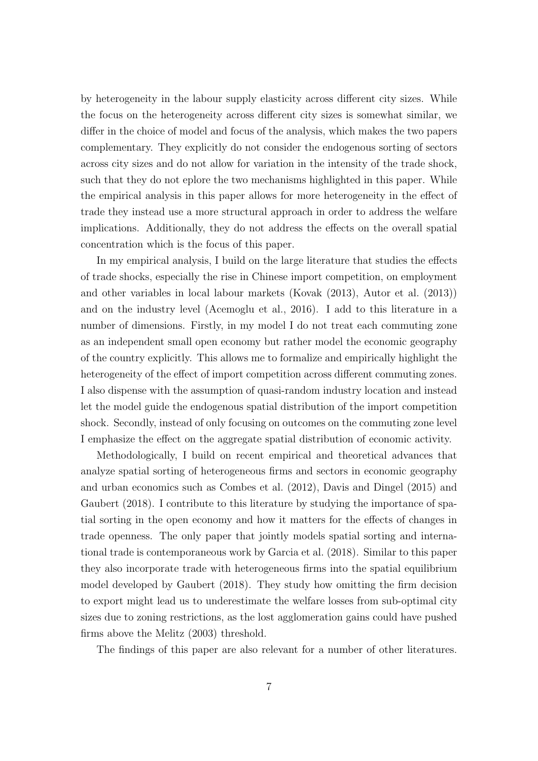by heterogeneity in the labour supply elasticity across different city sizes. While the focus on the heterogeneity across different city sizes is somewhat similar, we differ in the choice of model and focus of the analysis, which makes the two papers complementary. They explicitly do not consider the endogenous sorting of sectors across city sizes and do not allow for variation in the intensity of the trade shock, such that they do not eplore the two mechanisms highlighted in this paper. While the empirical analysis in this paper allows for more heterogeneity in the effect of trade they instead use a more structural approach in order to address the welfare implications. Additionally, they do not address the effects on the overall spatial concentration which is the focus of this paper.

In my empirical analysis, I build on the large literature that studies the effects of trade shocks, especially the rise in Chinese import competition, on employment and other variables in local labour markets (Kovak (2013), Autor et al. (2013)) and on the industry level (Acemoglu et al., 2016). I add to this literature in a number of dimensions. Firstly, in my model I do not treat each commuting zone as an independent small open economy but rather model the economic geography of the country explicitly. This allows me to formalize and empirically highlight the heterogeneity of the effect of import competition across different commuting zones. I also dispense with the assumption of quasi-random industry location and instead let the model guide the endogenous spatial distribution of the import competition shock. Secondly, instead of only focusing on outcomes on the commuting zone level I emphasize the effect on the aggregate spatial distribution of economic activity.

Methodologically, I build on recent empirical and theoretical advances that analyze spatial sorting of heterogeneous firms and sectors in economic geography and urban economics such as Combes et al. (2012), Davis and Dingel (2015) and Gaubert (2018). I contribute to this literature by studying the importance of spatial sorting in the open economy and how it matters for the effects of changes in trade openness. The only paper that jointly models spatial sorting and international trade is contemporaneous work by Garcia et al. (2018). Similar to this paper they also incorporate trade with heterogeneous firms into the spatial equilibrium model developed by Gaubert (2018). They study how omitting the firm decision to export might lead us to underestimate the welfare losses from sub-optimal city sizes due to zoning restrictions, as the lost agglomeration gains could have pushed firms above the Melitz (2003) threshold.

The findings of this paper are also relevant for a number of other literatures.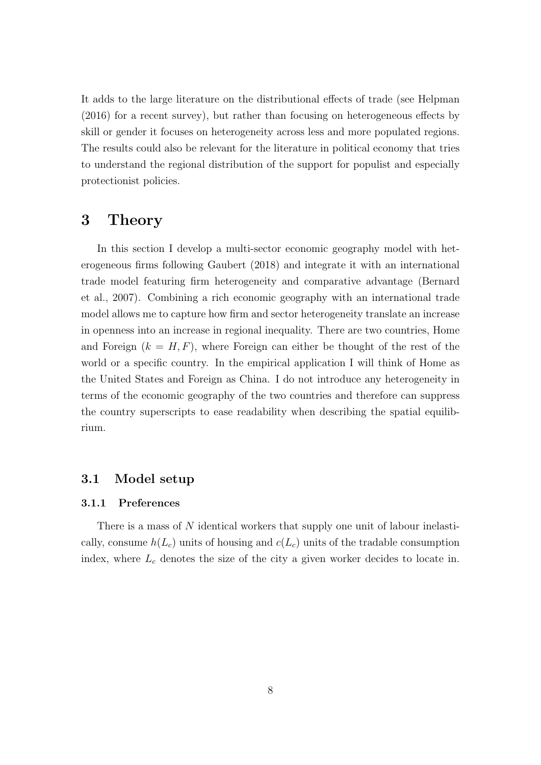It adds to the large literature on the distributional effects of trade (see Helpman (2016) for a recent survey), but rather than focusing on heterogeneous effects by skill or gender it focuses on heterogeneity across less and more populated regions. The results could also be relevant for the literature in political economy that tries to understand the regional distribution of the support for populist and especially protectionist policies.

# 3 Theory

In this section I develop a multi-sector economic geography model with heterogeneous firms following Gaubert (2018) and integrate it with an international trade model featuring firm heterogeneity and comparative advantage (Bernard et al., 2007). Combining a rich economic geography with an international trade model allows me to capture how firm and sector heterogeneity translate an increase in openness into an increase in regional inequality. There are two countries, Home and Foreign ($k = H, F$), where Foreign can either be thought of the rest of the world or a specific country. In the empirical application I will think of Home as the United States and Foreign as China. I do not introduce any heterogeneity in terms of the economic geography of the two countries and therefore can suppress the country superscripts to ease readability when describing the spatial equilibrium.

## 3.1 Model setup

### 3.1.1 Preferences

There is a mass of $N$ identical workers that supply one unit of labour inelastically, consume $h(L_c)$ units of housing and $c(L_c)$ units of the tradable consumption index, where $L_c$ denotes the size of the city a given worker decides to locate in.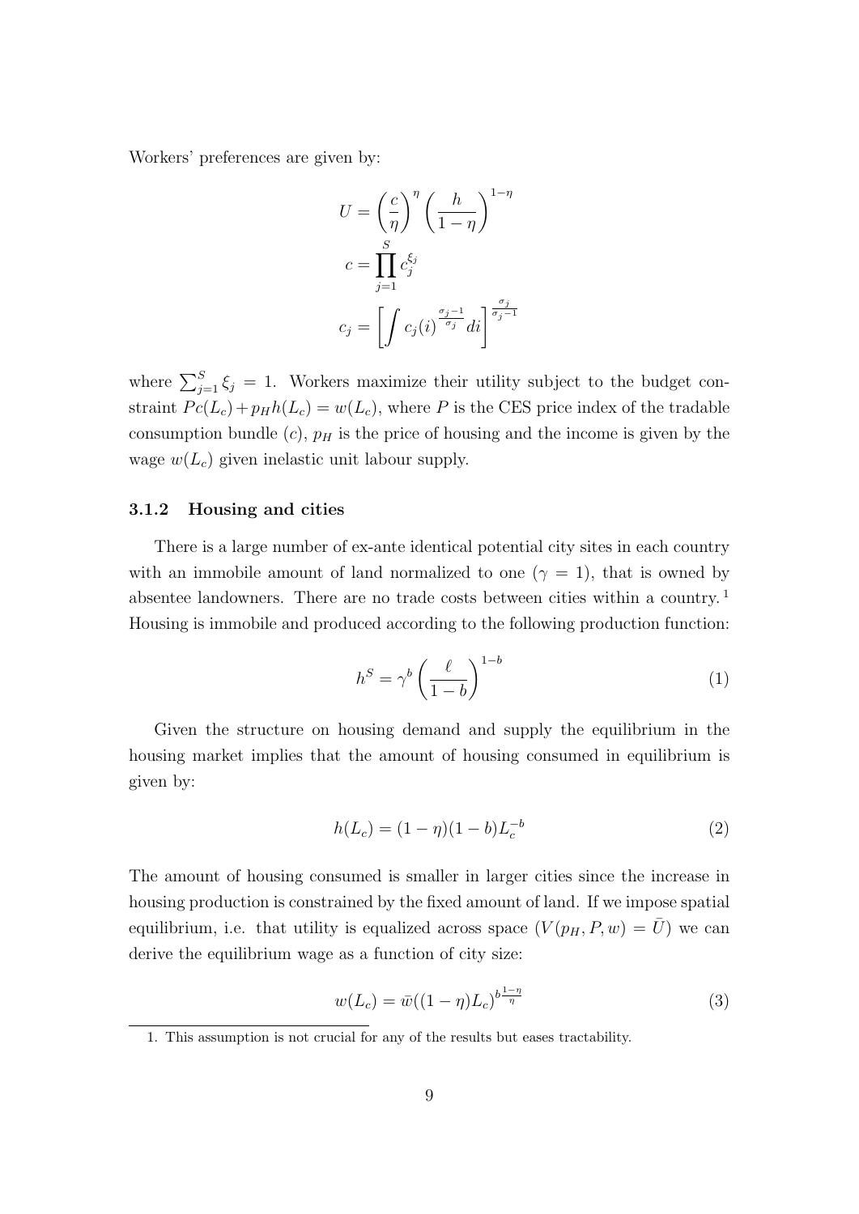Workers' preferences are given by:

$$U = \left(\frac{c}{\eta}\right)^{\eta} \left(\frac{h}{1-\eta}\right)^{1-\eta}$$

$$c = \prod_{j=1}^{S} c_j^{\xi_j}$$

$$c_j = \left[\int c_j(i)^{\frac{\sigma_j - 1}{\sigma_j}} di\right]^{\frac{\sigma_j}{\sigma_j - 1}}$$

where $\sum_{j=1}^{S} \xi_j = 1$. Workers maximize their utility subject to the budget constraint $Pc(L_c) + p_H h(L_c) = w(L_c)$, where $P$ is the CES price index of the tradable consumption bundle ($c$), $p_H$ is the price of housing and the income is given by the wage $w(L_c)$ given inelastic unit labour supply.

### 3.1.2 Housing and cities

There is a large number of ex-ante identical potential city sites in each country with an immobile amount of land normalized to one ($\gamma = 1$), that is owned by absentee landowners. There are no trade costs between cities within a country.[1] Housing is immobile and produced according to the following production function:

$$h^S = \gamma^b \left(\frac{\ell}{1-b}\right)^{1-b} \tag{1}$$

Given the structure on housing demand and supply the equilibrium in the housing market implies that the amount of housing consumed in equilibrium is given by:

$$h(L_c) = (1-\eta)(1-b)L_c^{-b} \tag{2}$$

The amount of housing consumed is smaller in larger cities since the increase in housing production is constrained by the fixed amount of land. If we impose spatial equilibrium, i.e. that utility is equalized across space ($V(p_H, P, w) = \bar{U}$) we can derive the equilibrium wage as a function of city size:

$$w(L_c) = \bar{w}((1-\eta)L_c)^{b\frac{1-\eta}{\eta}} \tag{3}$$

1. This assumption is not crucial for any of the results but eases tractability.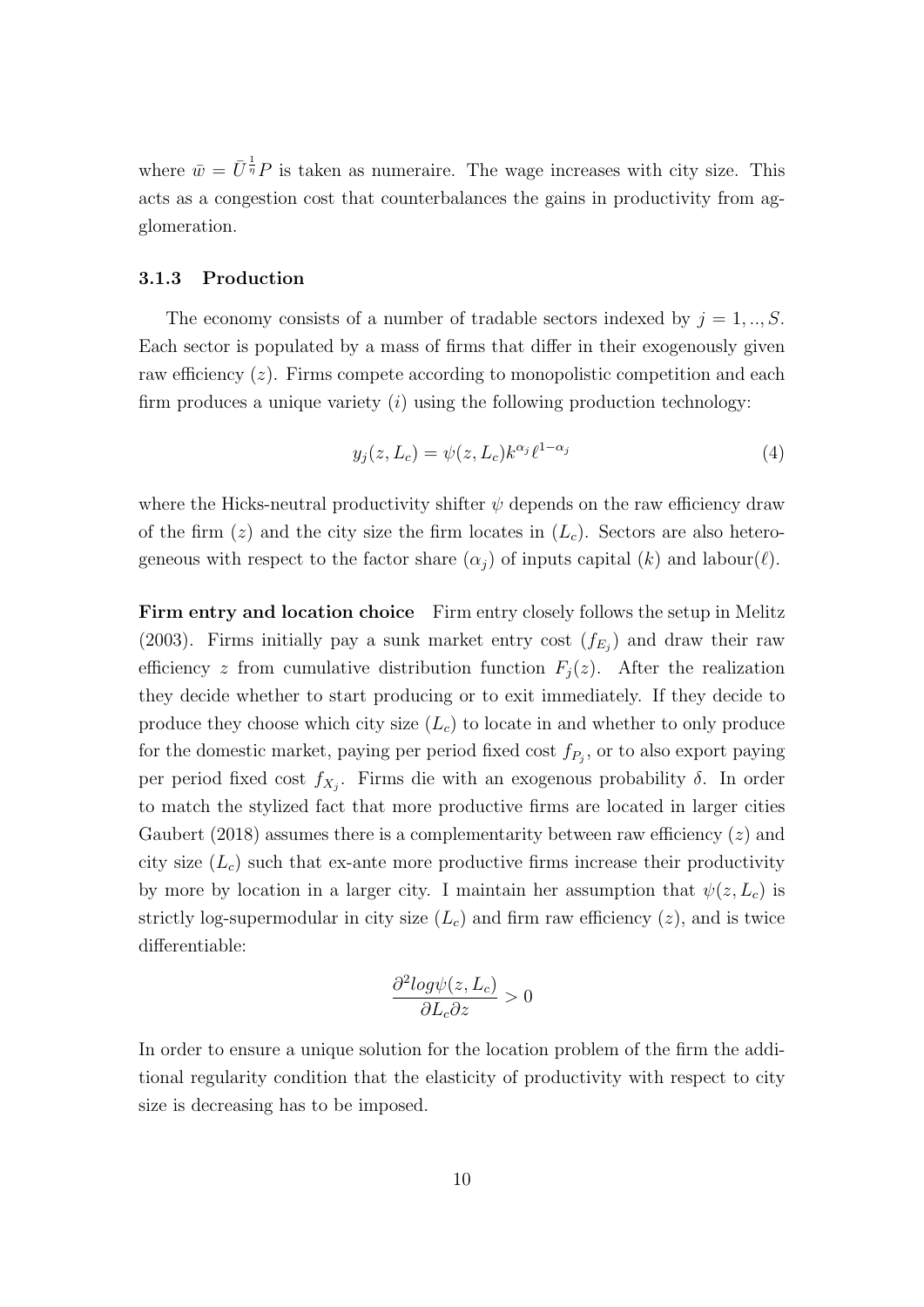where $\bar{w} = \bar{U}^{\frac{1}{\eta}} P$ is taken as numeraire. The wage increases with city size. This acts as a congestion cost that counterbalances the gains in productivity from agglomeration.

### 3.1.3 Production

The economy consists of a number of tradable sectors indexed by $j = 1, .., S$. Each sector is populated by a mass of firms that differ in their exogenously given raw efficiency $(z)$. Firms compete according to monopolistic competition and each firm produces a unique variety $(i)$ using the following production technology:

$$y_j(z, L_c) = \psi(z, L_c) k^{\alpha_j} \ell^{1-\alpha_j} \tag{4}$$

where the Hicks-neutral productivity shifter $\psi$ depends on the raw efficiency draw of the firm $(z)$ and the city size the firm locates in $(L_c)$. Sectors are also heterogeneous with respect to the factor share $(\alpha_j)$ of inputs capital $(k)$ and labour$(\ell)$.

**Firm entry and location choice** Firm entry closely follows the setup in Melitz (2003). Firms initially pay a sunk market entry cost $(f_{E_j})$ and draw their raw efficiency $z$ from cumulative distribution function $F_j(z)$. After the realization they decide whether to start producing or to exit immediately. If they decide to produce they choose which city size $(L_c)$ to locate in and whether to only produce for the domestic market, paying per period fixed cost $f_{P_j}$, or to also export paying per period fixed cost $f_{X_j}$. Firms die with an exogenous probability $\delta$. In order to match the stylized fact that more productive firms are located in larger cities Gaubert (2018) assumes there is a complementarity between raw efficiency $(z)$ and city size $(L_c)$ such that ex-ante more productive firms increase their productivity by more by location in a larger city. I maintain her assumption that $\psi(z, L_c)$ is strictly log-supermodular in city size $(L_c)$ and firm raw efficiency $(z)$, and is twice differentiable:

$$\frac{\partial^2 log\psi(z, L_c)}{\partial L_c \partial z} > 0$$

In order to ensure a unique solution for the location problem of the firm the additional regularity condition that the elasticity of productivity with respect to city size is decreasing has to be imposed.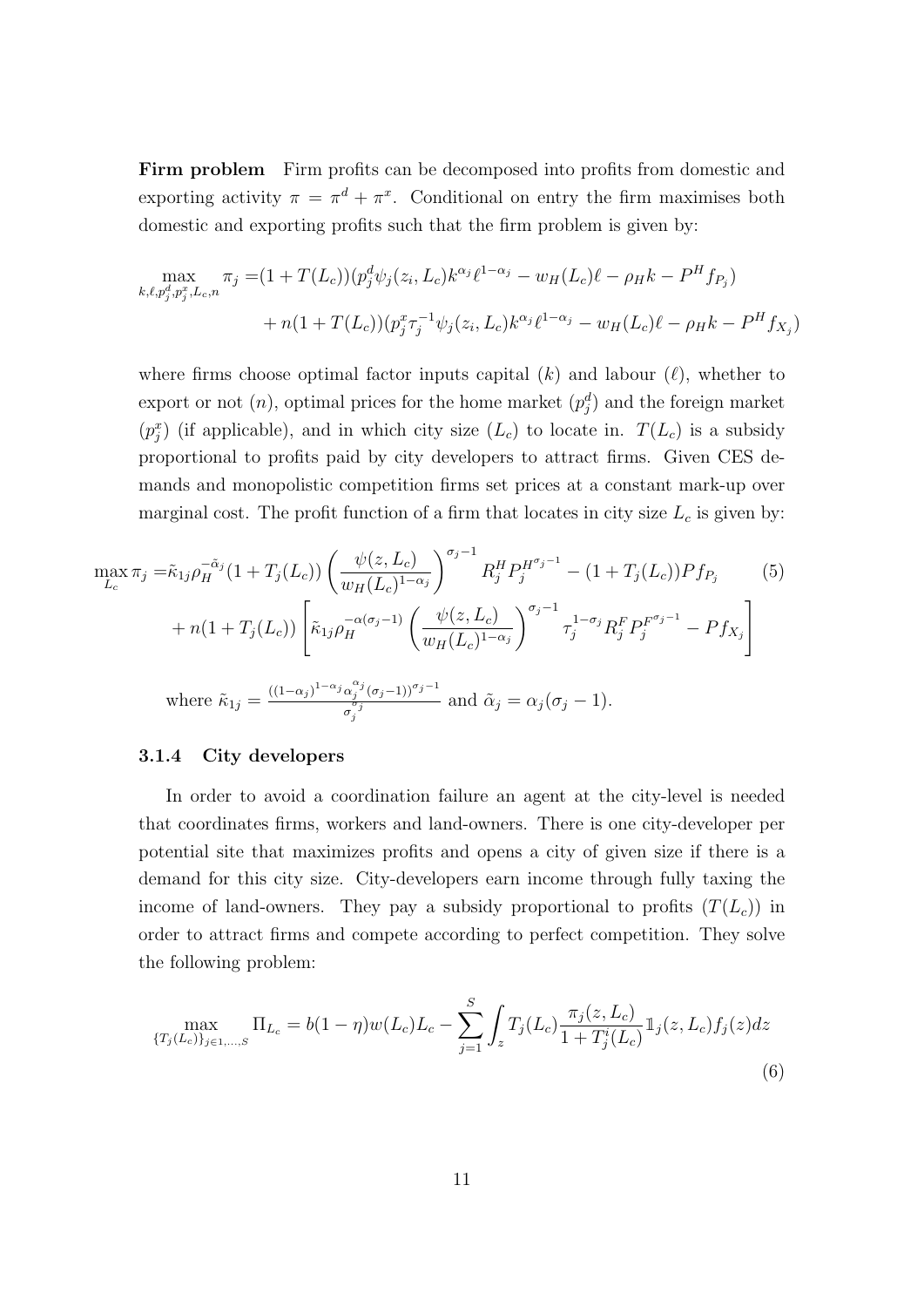**Firm problem** Firm profits can be decomposed into profits from domestic and exporting activity $\pi = \pi^d + \pi^x$. Conditional on entry the firm maximises both domestic and exporting profits such that the firm problem is given by:

$$
\begin{aligned}
\max_{k,\ell,p_j^d,p_j^x,L_c,n} \pi_j =& (1+T(L_c))(p_j^d \psi_j(z_i,L_c) k^{\alpha_j} \ell^{1-\alpha_j} - w_H(L_c)\ell - \rho_H k - P^H f_{P_j}) \\
&+ n(1+T(L_c))(p_j^x \tau_j^{-1} \psi_j(z_i,L_c) k^{\alpha_j} \ell^{1-\alpha_j} - w_H(L_c)\ell - \rho_H k - P^H f_{X_j})
\end{aligned}
$$

where firms choose optimal factor inputs capital ($k$) and labour ($\ell$), whether to export or not ($n$), optimal prices for the home market ($p_j^d$) and the foreign market ($p_j^x$) (if applicable), and in which city size ($L_c$) to locate in. $T(L_c)$ is a subsidy proportional to profits paid by city developers to attract firms. Given CES demands and monopolistic competition firms set prices at a constant mark-up over marginal cost. The profit function of a firm that locates in city size $L_c$ is given by:

$$
\begin{aligned}
\max_{L_c} \pi_j =& \tilde{\kappa}_{1j} \rho_H^{-\tilde{\alpha}_j} (1+T_j(L_c)) \left( \frac{\psi(z,L_c)}{w_H(L_c)^{1-\alpha_j}} \right)^{\sigma_j - 1} R_j^H P_j^{H^{\sigma_j-1}} - (1+T_j(L_c)) P f_{P_j} \\
&+ n(1+T_j(L_c)) \left[ \tilde{\kappa}_{1j} \rho_H^{-\alpha(\sigma_j-1)} \left( \frac{\psi(z,L_c)}{w_H(L_c)^{1-\alpha_j}} \right)^{\sigma_j-1} \tau_j^{1-\sigma_j} R_j^F P_j^{F^{\sigma_j-1}} - P f_{X_j} \right]
\end{aligned}
\tag{5}
$$

where $\tilde{\kappa}_{1j} = \frac{((1-\alpha_j)^{1-\alpha_j} \alpha_j^{\alpha_j} (\sigma_j - 1))^{\sigma_j-1}}{\sigma_j^{\sigma_j}}$ and $\tilde{\alpha}_j = \alpha_j(\sigma_j - 1)$.

### 3.1.4 City developers

In order to avoid a coordination failure an agent at the city-level is needed that coordinates firms, workers and land-owners. There is one city-developer per potential site that maximizes profits and opens a city of given size if there is a demand for this city size. City-developers earn income through fully taxing the income of land-owners. They pay a subsidy proportional to profits ($T(L_c)$) in order to attract firms and compete according to perfect competition. They solve the following problem:

$$
\max_{\{T_j(L_c)\}_{j \in 1,\dots,S}} \Pi_{L_c} = b(1-\eta) w(L_c) L_c - \sum_{j=1}^{S} \int_z T_j(L_c) \frac{\pi_j(z,L_c)}{1+T_j^i(L_c)} \mathbb{1}_j(z,L_c) f_j(z) dz
\tag{6}
$$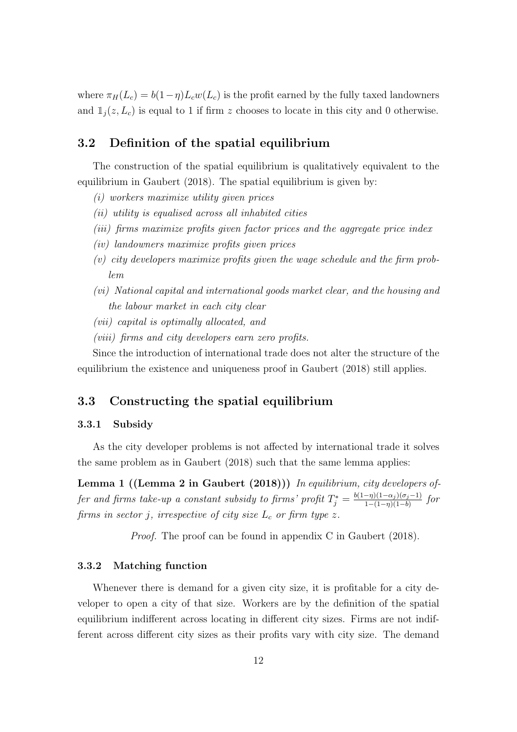where $\pi_H(L_c) = b(1-\eta)L_c w(L_c)$ is the profit earned by the fully taxed landowners and $\mathbb{1}_j(z, L_c)$ is equal to 1 if firm $z$ chooses to locate in this city and 0 otherwise.

## 3.2 Definition of the spatial equilibrium

The construction of the spatial equilibrium is qualitatively equivalent to the equilibrium in Gaubert (2018). The spatial equilibrium is given by:

*(i) workers maximize utility given prices*

*(ii) utility is equalised across all inhabited cities*

*(iii) firms maximize profits given factor prices and the aggregate price index*

*(iv) landowners maximize profits given prices*

*(v) city developers maximize profits given the wage schedule and the firm problem*

*(vi) National capital and international goods market clear, and the housing and the labour market in each city clear*

*(vii) capital is optimally allocated, and*

*(viii) firms and city developers earn zero profits.*

Since the introduction of international trade does not alter the structure of the equilibrium the existence and uniqueness proof in Gaubert (2018) still applies.

## 3.3 Constructing the spatial equilibrium

### 3.3.1 Subsidy

As the city developer problems is not affected by international trade it solves the same problem as in Gaubert (2018) such that the same lemma applies:

**Lemma 1 ((Lemma 2 in Gaubert (2018)))** *In equilibrium, city developers offer and firms take-up a constant subsidy to firms' profit $T_j^* = \frac{b(1-\eta)(1-\alpha_j)(\sigma_j-1)}{1-(1-\eta)(1-b)}$ for firms in sector $j$, irrespective of city size $L_c$ or firm type $z$.*

*Proof.* The proof can be found in appendix C in Gaubert (2018).

### 3.3.2 Matching function

Whenever there is demand for a given city size, it is profitable for a city developer to open a city of that size. Workers are by the definition of the spatial equilibrium indifferent across locating in different city sizes. Firms are not indifferent across different city sizes as their profits vary with city size. The demand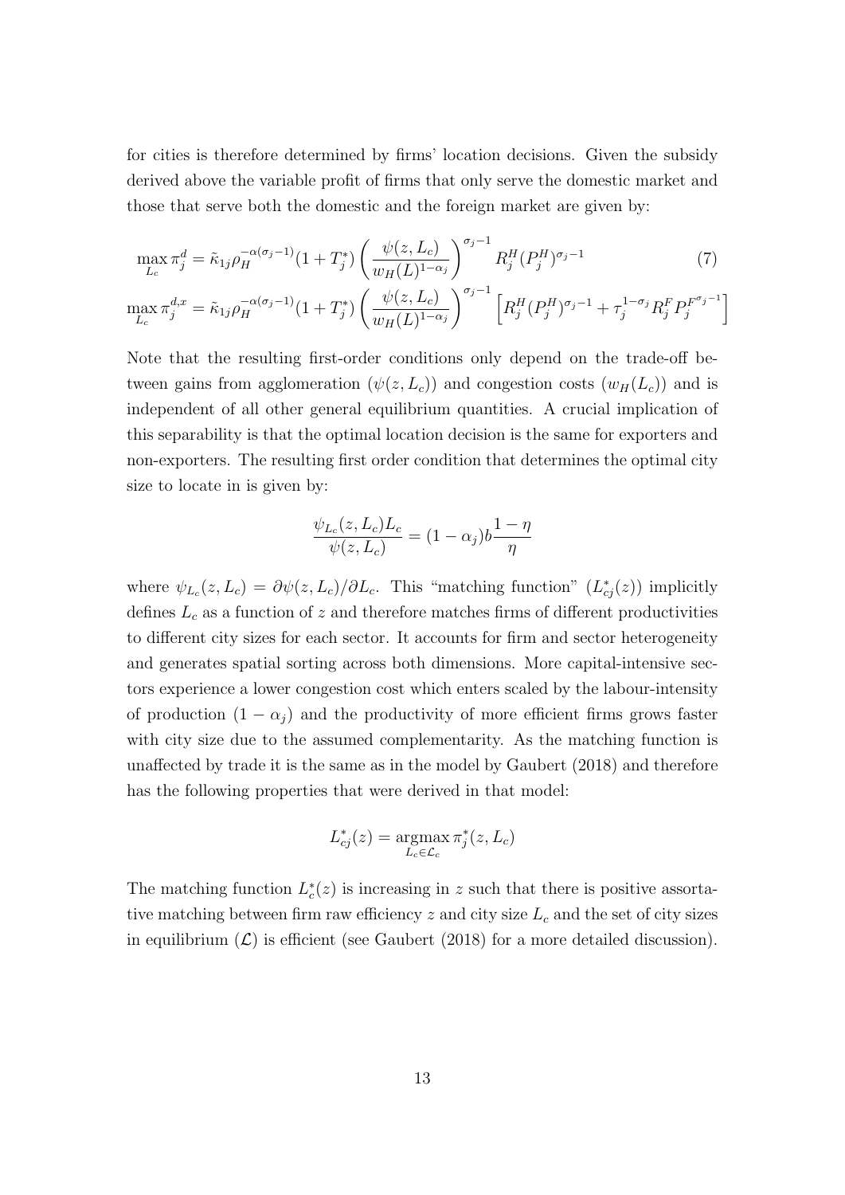for cities is therefore determined by firms' location decisions. Given the subsidy derived above the variable profit of firms that only serve the domestic market and those that serve both the domestic and the foreign market are given by:

$$\max_{L_c} \pi_j^d = \tilde{\kappa}_{1j} \rho_H^{-\alpha(\sigma_j - 1)} (1 + T_j^*) \left( \frac{\psi(z, L_c)}{w_H(L)^{1-\alpha_j}} \right)^{\sigma_j - 1} R_j^H (P_j^H)^{\sigma_j - 1} \tag{7}$$

$$\max_{L_c} \pi_j^{d,x} = \tilde{\kappa}_{1j} \rho_H^{-\alpha(\sigma_j - 1)} (1 + T_j^*) \left( \frac{\psi(z, L_c)}{w_H(L)^{1-\alpha_j}} \right)^{\sigma_j - 1} \left[ R_j^H (P_j^H)^{\sigma_j - 1} + \tau_j^{1-\sigma_j} R_j^F P_j^{F^{\sigma_j - 1}} \right]$$

Note that the resulting first-order conditions only depend on the trade-off between gains from agglomeration ($\psi(z, L_c)$) and congestion costs ($w_H(L_c)$) and is independent of all other general equilibrium quantities. A crucial implication of this separability is that the optimal location decision is the same for exporters and non-exporters. The resulting first order condition that determines the optimal city size to locate in is given by:

$$\frac{\psi_{L_c}(z, L_c) L_c}{\psi(z, L_c)} = (1 - \alpha_j) b \frac{1 - \eta}{\eta}$$

where $\psi_{L_c}(z, L_c) = \partial \psi(z, L_c) / \partial L_c$. This "matching function" ($L_{cj}^*(z)$) implicitly defines $L_c$ as a function of $z$ and therefore matches firms of different productivities to different city sizes for each sector. It accounts for firm and sector heterogeneity and generates spatial sorting across both dimensions. More capital-intensive sectors experience a lower congestion cost which enters scaled by the labour-intensity of production ($1 - \alpha_j$) and the productivity of more efficient firms grows faster with city size due to the assumed complementarity. As the matching function is unaffected by trade it is the same as in the model by Gaubert (2018) and therefore has the following properties that were derived in that model:

$$L_{cj}^*(z) = \underset{L_c \in \mathcal{L}_c}{\operatorname{argmax}} \, \pi_j^*(z, L_c)$$

The matching function $L_c^*(z)$ is increasing in $z$ such that there is positive assortative matching between firm raw efficiency $z$ and city size $L_c$ and the set of city sizes in equilibrium ($\mathcal{L}$) is efficient (see Gaubert (2018) for a more detailed discussion).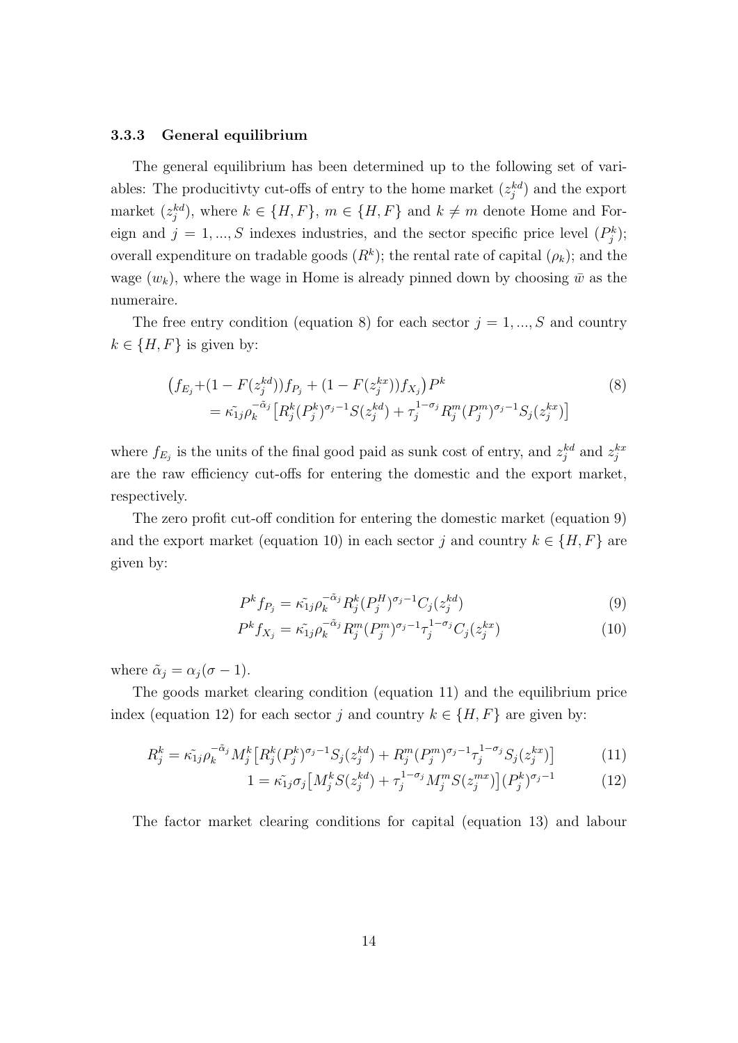### 3.3.3 General equilibrium

The general equilibrium has been determined up to the following set of variables: The producitivty cut-offs of entry to the home market ($z_j^{kd}$) and the export market ($z_j^{kd}$), where $k \in \{H, F\}$, $m \in \{H, F\}$ and $k \neq m$ denote Home and Foreign and $j = 1, ..., S$ indexes industries, and the sector specific price level ($P_j^k$); overall expenditure on tradable goods ($R^k$); the rental rate of capital ($\rho_k$); and the wage ($w_k$), where the wage in Home is already pinned down by choosing $\bar{w}$ as the numeraire.

The free entry condition (equation 8) for each sector $j = 1, ..., S$ and country $k \in \{H, F\}$ is given by:

$$
\begin{aligned}
\big(f_{E_j} + &(1 - F(z_j^{kd}))f_{P_j} + (1 - F(z_j^{kx}))f_{X_j}\big)P^k \\
&= \tilde{\kappa_{1j}}\rho_k^{-\tilde{\alpha}_j}\big[R_j^k(P_j^k)^{\sigma_j - 1}S(z_j^{kd}) + \tau_j^{1-\sigma_j}R_j^m(P_j^m)^{\sigma_j-1}S_j(z_j^{kx})\big]
\end{aligned} \tag{8}
$$

where $f_{E_j}$ is the units of the final good paid as sunk cost of entry, and $z_j^{kd}$ and $z_j^{kx}$ are the raw efficiency cut-offs for entering the domestic and the export market, respectively.

The zero profit cut-off condition for entering the domestic market (equation 9) and the export market (equation 10) in each sector $j$ and country $k \in \{H, F\}$ are given by:

$$
P^k f_{P_j} = \tilde{\kappa_{1j}}\rho_k^{-\tilde{\alpha}_j}R_j^k(P_j^H)^{\sigma_j-1}C_j(z_j^{kd}) \tag{9}
$$

$$
P^k f_{X_j} = \tilde{\kappa_{1j}}\rho_k^{-\tilde{\alpha}_j}R_j^m(P_j^m)^{\sigma_j-1}\tau_j^{1-\sigma_j}C_j(z_j^{kx}) \tag{10}
$$

where $\tilde{\alpha}_j = \alpha_j(\sigma - 1)$.

The goods market clearing condition (equation 11) and the equilibrium price index (equation 12) for each sector $j$ and country $k \in \{H, F\}$ are given by:

$$
R_j^k = \tilde{\kappa_{1j}}\rho_k^{-\tilde{\alpha}_j}M_j^k\big[R_j^k(P_j^k)^{\sigma_j-1}S_j(z_j^{kd}) + R_j^m(P_j^m)^{\sigma_j-1}\tau_j^{1-\sigma_j}S_j(z_j^{kx})\big] \tag{11}
$$

$$
1 = \tilde{\kappa_{1j}}\sigma_j\big[M_j^k S(z_j^{kd}) + \tau_j^{1-\sigma_j}M_j^m S(z_j^{mx})\big](P_j^k)^{\sigma_j-1} \tag{12}
$$

The factor market clearing conditions for capital (equation 13) and labour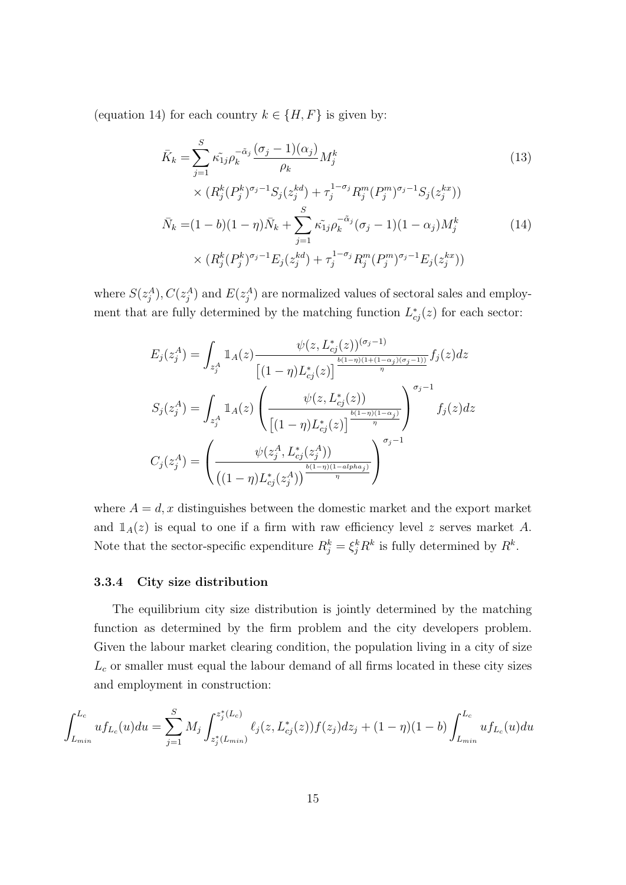(equation 14) for each country $k \in \{H, F\}$ is given by:

$$
\begin{aligned}
\bar{K}_k =& \sum_{j=1}^{S} \tilde{\kappa_{1j}} \rho_k^{-\tilde{\alpha}_j} \frac{(\sigma_j - 1)(\alpha_j)}{\rho_k} M_j^k \\
& \times (R_j^k (P_j^k)^{\sigma_j - 1} S_j(z_j^{kd}) + \tau_j^{1-\sigma_j} R_j^m (P_j^m)^{\sigma_j - 1} S_j(z_j^{kx}))
\end{aligned} \tag{13}
$$

$$
\begin{aligned}
\bar{N}_k =& (1-b)(1-\eta)\bar{N}_k + \sum_{j=1}^{S} \tilde{\kappa_{1j}} \rho_k^{-\tilde{\alpha}_j} (\sigma_j - 1)(1-\alpha_j) M_j^k \\
& \times (R_j^k (P_j^k)^{\sigma_j - 1} E_j(z_j^{kd}) + \tau_j^{1-\sigma_j} R_j^m (P_j^m)^{\sigma_j - 1} E_j(z_j^{kx}))
\end{aligned} \tag{14}
$$

where $S(z_j^A), C(z_j^A)$ and $E(z_j^A)$ are normalized values of sectoral sales and employment that are fully determined by the matching function $L_{cj}^*(z)$ for each sector:

$$
E_j(z_j^A) = \int_{z_j^A} \mathbb{1}_A(z) \frac{\psi(z, L_{cj}^*(z))^{(\sigma_j - 1)}}{\left[(1-\eta)L_{cj}^*(z)\right]^{\frac{b(1-\eta)(1+(1-\alpha_j)(\sigma_j - 1))}{\eta}}} f_j(z) dz
$$

$$
S_j(z_j^A) = \int_{z_j^A} \mathbb{1}_A(z) \left( \frac{\psi(z, L_{cj}^*(z))}{\left[(1-\eta)L_{cj}^*(z)\right]^{\frac{b(1-\eta)(1-\alpha_j)}{\eta}}} \right)^{\sigma_j - 1} f_j(z) dz
$$

$$
C_j(z_j^A) = \left( \frac{\psi(z_j^A, L_{cj}^*(z_j^A))}{\left((1-\eta)L_{cj}^*(z_j^A)\right)^{\frac{b(1-\eta)(1-alpha_j)}{\eta}}} \right)^{\sigma_j - 1}
$$

where $A = d, x$ distinguishes between the domestic market and the export market and $\mathbb{1}_A(z)$ is equal to one if a firm with raw efficiency level $z$ serves market $A$. Note that the sector-specific expenditure $R_j^k = \xi_j^k R^k$ is fully determined by $R^k$.

### 3.3.4 City size distribution

The equilibrium city size distribution is jointly determined by the matching function as determined by the firm problem and the city developers problem. Given the labour market clearing condition, the population living in a city of size $L_c$ or smaller must equal the labour demand of all firms located in these city sizes and employment in construction:

$$
\int_{L_{min}}^{L_c} u f_{L_c}(u) du = \sum_{j=1}^{S} M_j \int_{z_j^*(L_{min})}^{z_j^*(L_c)} \ell_j(z, L_{cj}^*(z)) f(z_j) dz_j + (1-\eta)(1-b) \int_{L_{min}}^{L_c} u f_{L_c}(u) du
$$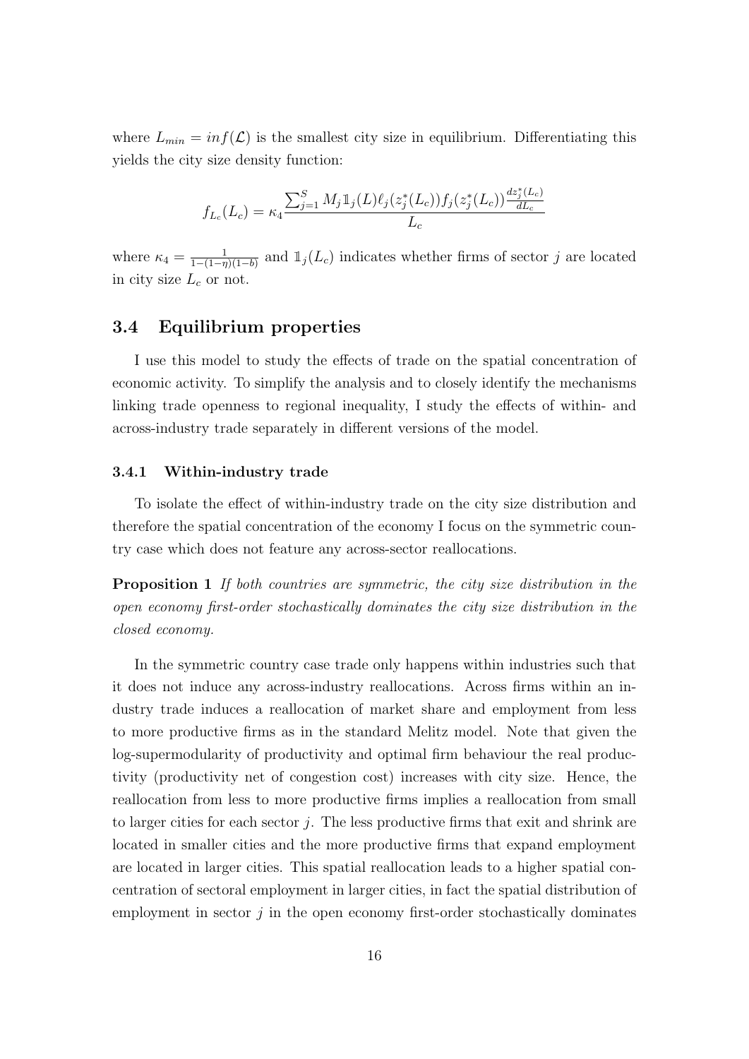where $L_{min} = inf(\mathcal{L})$ is the smallest city size in equilibrium. Differentiating this yields the city size density function:

$$f_{L_c}(L_c) = \kappa_4 \frac{\sum_{j=1}^{S} M_j \mathbb{1}_j(L) \ell_j(z_j^*(L_c)) f_j(z_j^*(L_c)) \frac{dz_j^*(L_c)}{dL_c}}{L_c}$$

where $\kappa_4 = \frac{1}{1-(1-\eta)(1-b)}$ and $\mathbb{1}_j(L_c)$ indicates whether firms of sector $j$ are located in city size $L_c$ or not.

## 3.4 Equilibrium properties

I use this model to study the effects of trade on the spatial concentration of economic activity. To simplify the analysis and to closely identify the mechanisms linking trade openness to regional inequality, I study the effects of within- and across-industry trade separately in different versions of the model.

### 3.4.1 Within-industry trade

To isolate the effect of within-industry trade on the city size distribution and therefore the spatial concentration of the economy I focus on the symmetric country case which does not feature any across-sector reallocations.

**Proposition 1** *If both countries are symmetric, the city size distribution in the open economy first-order stochastically dominates the city size distribution in the closed economy.*

In the symmetric country case trade only happens within industries such that it does not induce any across-industry reallocations. Across firms within an industry trade induces a reallocation of market share and employment from less to more productive firms as in the standard Melitz model. Note that given the log-supermodularity of productivity and optimal firm behaviour the real productivity (productivity net of congestion cost) increases with city size. Hence, the reallocation from less to more productive firms implies a reallocation from small to larger cities for each sector $j$. The less productive firms that exit and shrink are located in smaller cities and the more productive firms that expand employment are located in larger cities. This spatial reallocation leads to a higher spatial concentration of sectoral employment in larger cities, in fact the spatial distribution of employment in sector $j$ in the open economy first-order stochastically dominates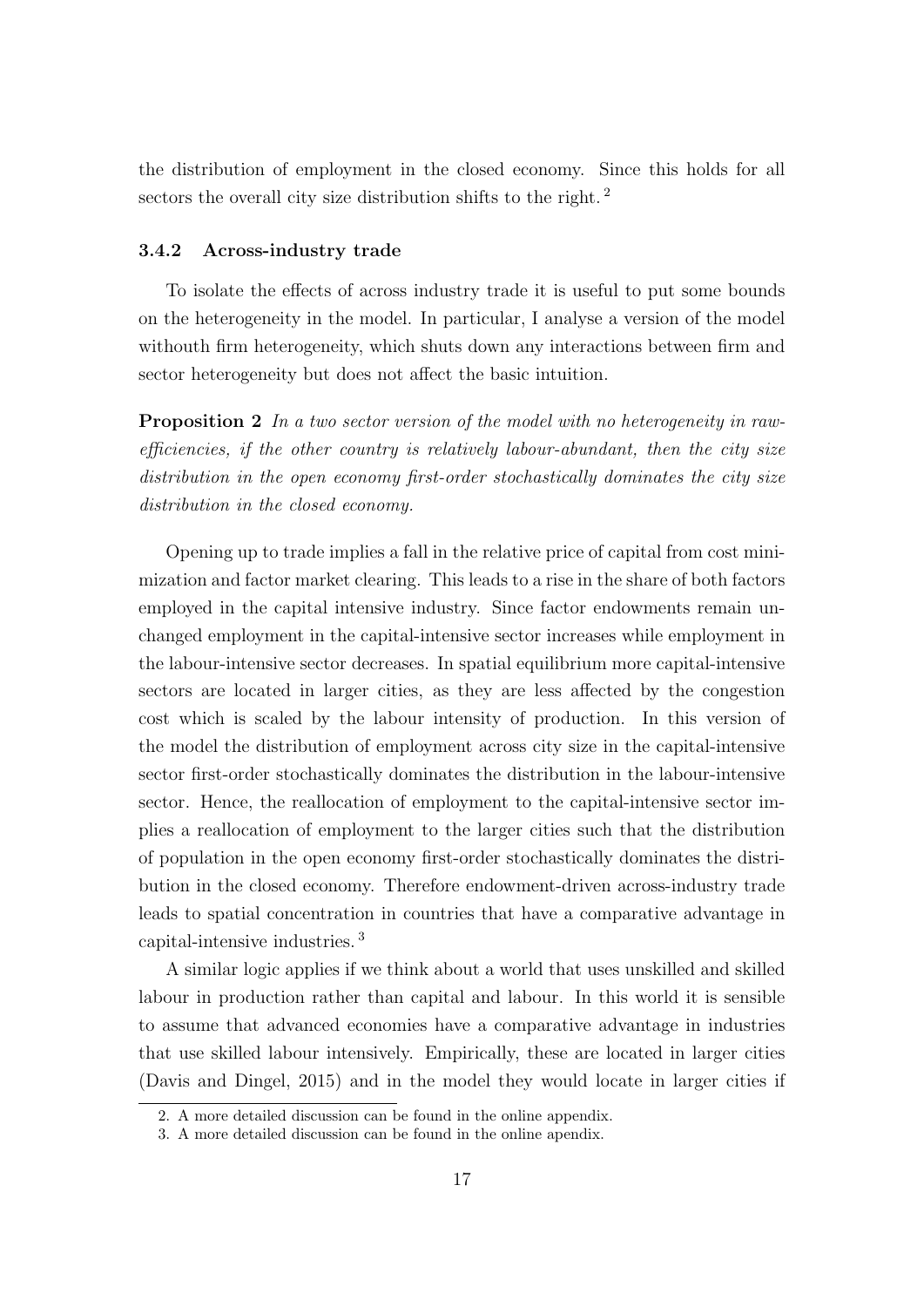the distribution of employment in the closed economy. Since this holds for all sectors the overall city size distribution shifts to the right. [2]

### 3.4.2 Across-industry trade

To isolate the effects of across industry trade it is useful to put some bounds on the heterogeneity in the model. In particular, I analyse a version of the model withouth firm heterogeneity, which shuts down any interactions between firm and sector heterogeneity but does not affect the basic intuition.

**Proposition 2** *In a two sector version of the model with no heterogeneity in raw-efficiencies, if the other country is relatively labour-abundant, then the city size distribution in the open economy first-order stochastically dominates the city size distribution in the closed economy.*

Opening up to trade implies a fall in the relative price of capital from cost minimization and factor market clearing. This leads to a rise in the share of both factors employed in the capital intensive industry. Since factor endowments remain unchanged employment in the capital-intensive sector increases while employment in the labour-intensive sector decreases. In spatial equilibrium more capital-intensive sectors are located in larger cities, as they are less affected by the congestion cost which is scaled by the labour intensity of production. In this version of the model the distribution of employment across city size in the capital-intensive sector first-order stochastically dominates the distribution in the labour-intensive sector. Hence, the reallocation of employment to the capital-intensive sector implies a reallocation of employment to the larger cities such that the distribution of population in the open economy first-order stochastically dominates the distribution in the closed economy. Therefore endowment-driven across-industry trade leads to spatial concentration in countries that have a comparative advantage in capital-intensive industries. [3]

A similar logic applies if we think about a world that uses unskilled and skilled labour in production rather than capital and labour. In this world it is sensible to assume that advanced economies have a comparative advantage in industries that use skilled labour intensively. Empirically, these are located in larger cities (Davis and Dingel, 2015) and in the model they would locate in larger cities if

2. A more detailed discussion can be found in the online appendix.

3. A more detailed discussion can be found in the online apendix.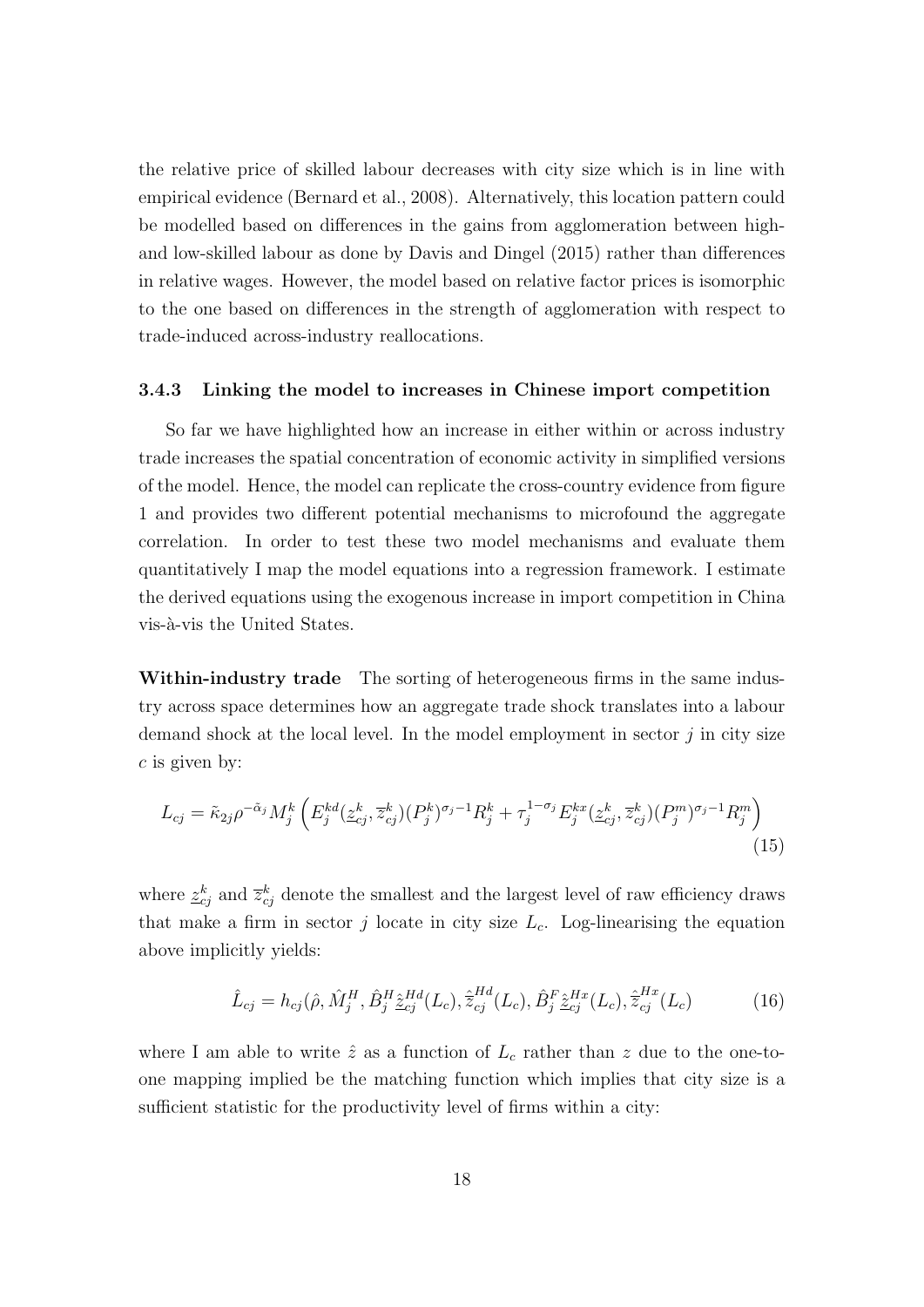the relative price of skilled labour decreases with city size which is in line with empirical evidence (Bernard et al., 2008). Alternatively, this location pattern could be modelled based on differences in the gains from agglomeration between high- and low-skilled labour as done by Davis and Dingel (2015) rather than differences in relative wages. However, the model based on relative factor prices is isomorphic to the one based on differences in the strength of agglomeration with respect to trade-induced across-industry reallocations.

### 3.4.3 Linking the model to increases in Chinese import competition

So far we have highlighted how an increase in either within or across industry trade increases the spatial concentration of economic activity in simplified versions of the model. Hence, the model can replicate the cross-country evidence from figure 1 and provides two different potential mechanisms to microfound the aggregate correlation. In order to test these two model mechanisms and evaluate them quantitatively I map the model equations into a regression framework. I estimate the derived equations using the exogenous increase in import competition in China vis-à-vis the United States.

**Within-industry trade** The sorting of heterogeneous firms in the same industry across space determines how an aggregate trade shock translates into a labour demand shock at the local level. In the model employment in sector $j$ in city size $c$ is given by:

$$L_{cj} = \tilde{\kappa}_{2j}\rho^{-\tilde{\alpha}_j} M_j^k \left( E_j^{kd}(\underline{z}_{cj}^k, \overline{z}_{cj}^k)(P_j^k)^{\sigma_j - 1} R_j^k + \tau_j^{1-\sigma_j} E_j^{kx}(\underline{z}_{cj}^k, \overline{z}_{cj}^k)(P_j^m)^{\sigma_j - 1} R_j^m \right) \tag{15}$$

where $\underline{z}_{cj}^k$ and $\overline{z}_{cj}^k$ denote the smallest and the largest level of raw efficiency draws that make a firm in sector $j$ locate in city size $L_c$. Log-linearising the equation above implicitly yields:

$$\hat{L}_{cj} = h_{cj}(\hat{\rho}, \hat{M}_j^H, \hat{B}_j^H \hat{\underline{z}}_{cj}^{Hd}(L_c), \hat{\overline{z}}_{cj}^{Hd}(L_c), \hat{B}_j^F \hat{\underline{z}}_{cj}^{Hx}(L_c), \hat{\overline{z}}_{cj}^{Hx}(L_c) \tag{16}$$

where I am able to write $\hat{z}$ as a function of $L_c$ rather than $z$ due to the one-to-one mapping implied be the matching function which implies that city size is a sufficient statistic for the productivity level of firms within a city: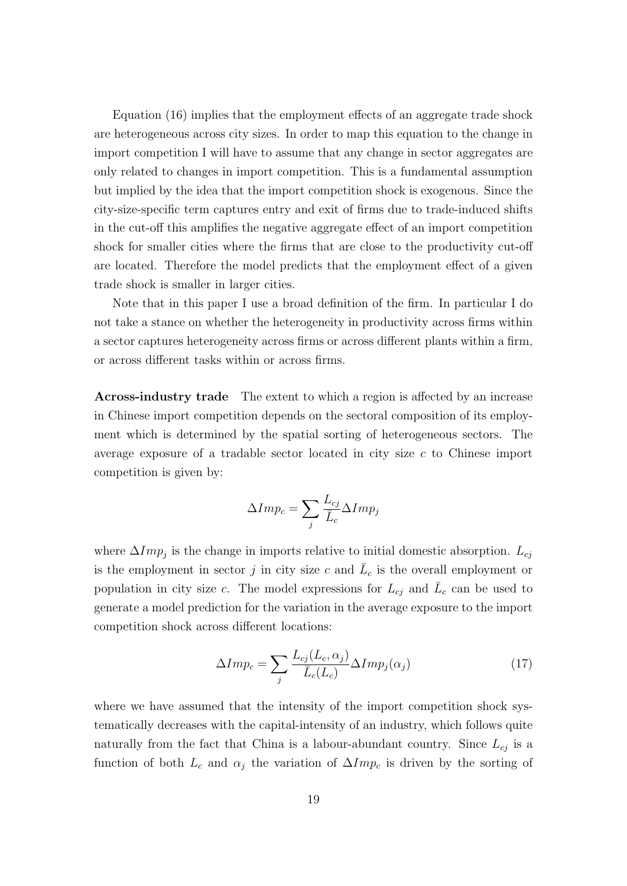Equation (16) implies that the employment effects of an aggregate trade shock are heterogeneous across city sizes. In order to map this equation to the change in import competition I will have to assume that any change in sector aggregates are only related to changes in import competition. This is a fundamental assumption but implied by the idea that the import competition shock is exogenous. Since the city-size-specific term captures entry and exit of firms due to trade-induced shifts in the cut-off this amplifies the negative aggregate effect of an import competition shock for smaller cities where the firms that are close to the productivity cut-off are located. Therefore the model predicts that the employment effect of a given trade shock is smaller in larger cities.

Note that in this paper I use a broad definition of the firm. In particular I do not take a stance on whether the heterogeneity in productivity across firms within a sector captures heterogeneity across firms or across different plants within a firm, or across different tasks within or across firms.

**Across-industry trade** The extent to which a region is affected by an increase in Chinese import competition depends on the sectoral composition of its employment which is determined by the spatial sorting of heterogeneous sectors. The average exposure of a tradable sector located in city size $c$ to Chinese import competition is given by:

$$\Delta Imp_c = \sum_j \frac{L_{cj}}{\bar{L}_c} \Delta Imp_j$$

where $\Delta Imp_j$ is the change in imports relative to initial domestic absorption. $L_{cj}$ is the employment in sector $j$ in city size $c$ and $\bar{L}_c$ is the overall employment or population in city size $c$. The model expressions for $L_{cj}$ and $\bar{L}_c$ can be used to generate a model prediction for the variation in the average exposure to the import competition shock across different locations:

$$\Delta Imp_c = \sum_j \frac{L_{cj}(L_c, \alpha_j)}{\bar{L}_c(L_c)} \Delta Imp_j(\alpha_j) \tag{17}$$

where we have assumed that the intensity of the import competition shock systematically decreases with the capital-intensity of an industry, which follows quite naturally from the fact that China is a labour-abundant country. Since $L_{cj}$ is a function of both $L_c$ and $\alpha_j$ the variation of $\Delta Imp_c$ is driven by the sorting of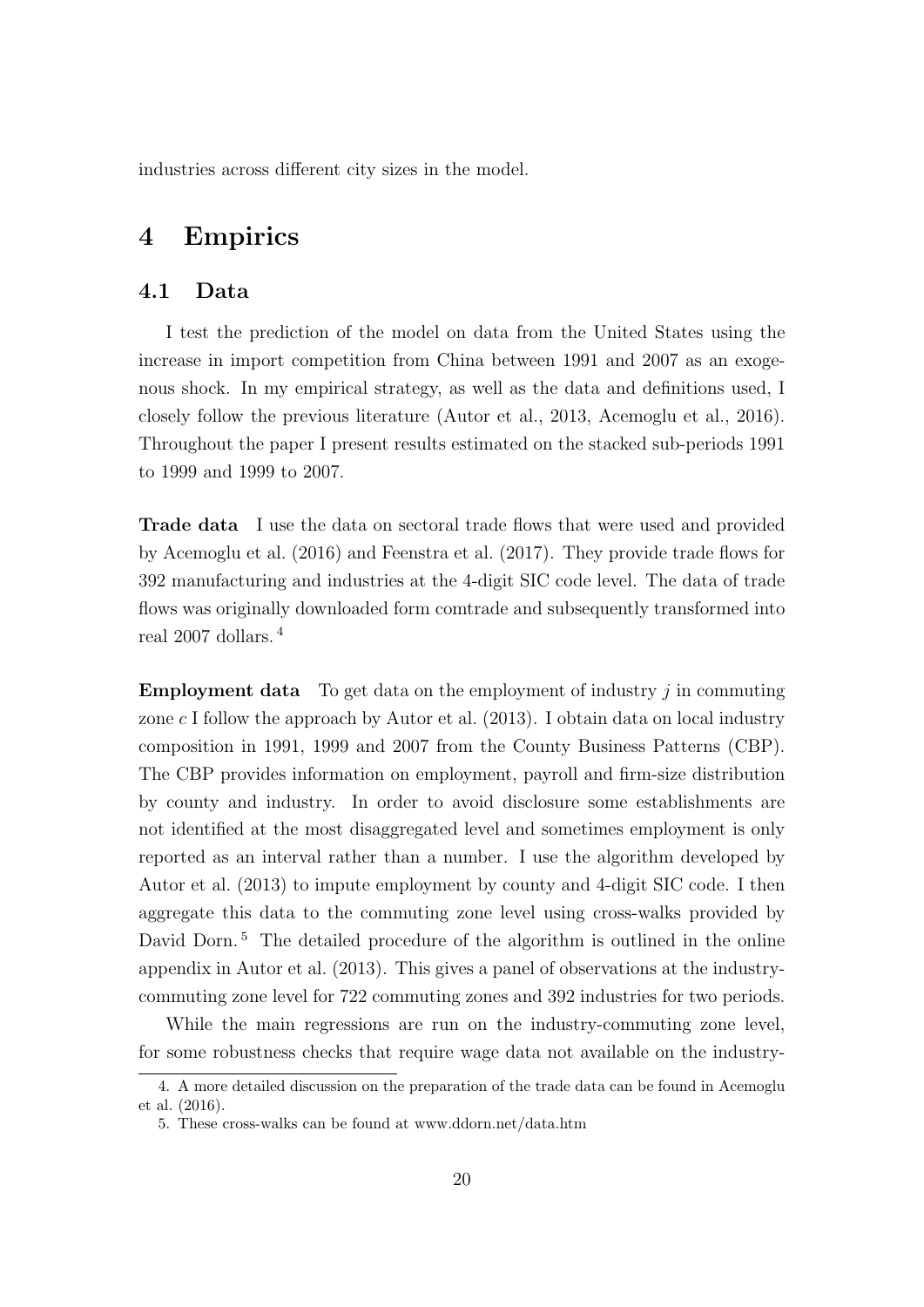industries across different city sizes in the model.

# 4 Empirics

## 4.1 Data

I test the prediction of the model on data from the United States using the increase in import competition from China between 1991 and 2007 as an exogenous shock. In my empirical strategy, as well as the data and definitions used, I closely follow the previous literature (Autor et al., 2013, Acemoglu et al., 2016). Throughout the paper I present results estimated on the stacked sub-periods 1991 to 1999 and 1999 to 2007.

**Trade data** I use the data on sectoral trade flows that were used and provided by Acemoglu et al. (2016) and Feenstra et al. (2017). They provide trade flows for 392 manufacturing and industries at the 4-digit SIC code level. The data of trade flows was originally downloaded form comtrade and subsequently transformed into real 2007 dollars. [4]

**Employment data** To get data on the employment of industry $j$ in commuting zone $c$ I follow the approach by Autor et al. (2013). I obtain data on local industry composition in 1991, 1999 and 2007 from the County Business Patterns (CBP). The CBP provides information on employment, payroll and firm-size distribution by county and industry. In order to avoid disclosure some establishments are not identified at the most disaggregated level and sometimes employment is only reported as an interval rather than a number. I use the algorithm developed by Autor et al. (2013) to impute employment by county and 4-digit SIC code. I then aggregate this data to the commuting zone level using cross-walks provided by David Dorn. [5] The detailed procedure of the algorithm is outlined in the online appendix in Autor et al. (2013). This gives a panel of observations at the industry-commuting zone level for 722 commuting zones and 392 industries for two periods.

While the main regressions are run on the industry-commuting zone level, for some robustness checks that require wage data not available on the industry-

4. A more detailed discussion on the preparation of the trade data can be found in Acemoglu et al. (2016).

5. These cross-walks can be found at www.ddorn.net/data.htm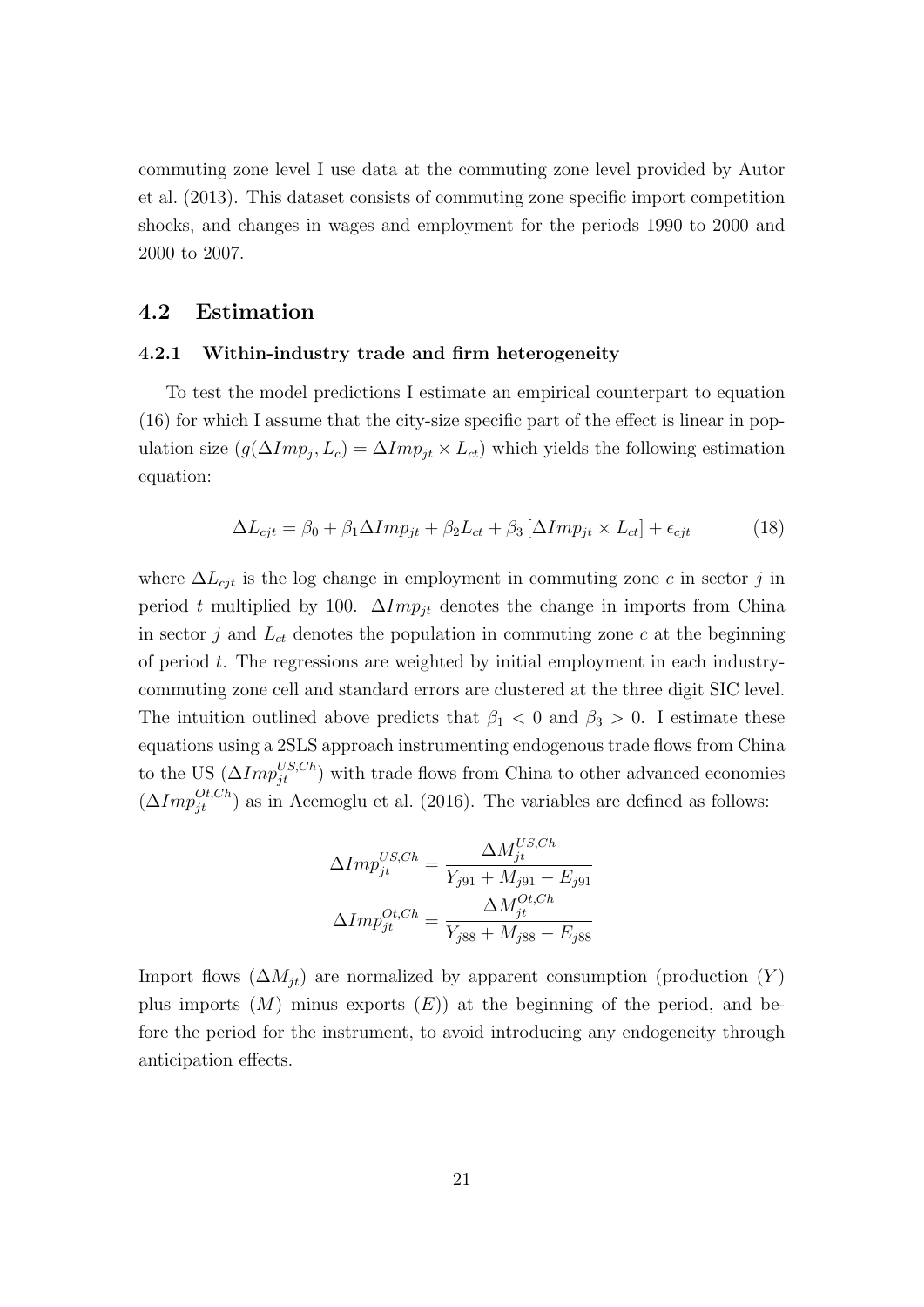commuting zone level I use data at the commuting zone level provided by Autor et al. (2013). This dataset consists of commuting zone specific import competition shocks, and changes in wages and employment for the periods 1990 to 2000 and 2000 to 2007.

## 4.2 Estimation

### 4.2.1 Within-industry trade and firm heterogeneity

To test the model predictions I estimate an empirical counterpart to equation (16) for which I assume that the city-size specific part of the effect is linear in population size ($g(\Delta Imp_j, L_c) = \Delta Imp_{jt} \times L_{ct}$) which yields the following estimation equation:

$$\Delta L_{cjt} = \beta_0 + \beta_1 \Delta Imp_{jt} + \beta_2 L_{ct} + \beta_3 \left[\Delta Imp_{jt} \times L_{ct}\right] + \epsilon_{cjt} \tag{18}$$

where $\Delta L_{cjt}$ is the log change in employment in commuting zone $c$ in sector $j$ in period $t$ multiplied by 100. $\Delta Imp_{jt}$ denotes the change in imports from China in sector $j$ and $L_{ct}$ denotes the population in commuting zone $c$ at the beginning of period $t$. The regressions are weighted by initial employment in each industry-commuting zone cell and standard errors are clustered at the three digit SIC level. The intuition outlined above predicts that $\beta_1 < 0$ and $\beta_3 > 0$. I estimate these equations using a 2SLS approach instrumenting endogenous trade flows from China to the US ($\Delta Imp_{jt}^{US,Ch}$) with trade flows from China to other advanced economies ($\Delta Imp_{jt}^{Ot,Ch}$) as in Acemoglu et al. (2016). The variables are defined as follows:

$$\Delta Imp_{jt}^{US,Ch} = \frac{\Delta M_{jt}^{US,Ch}}{Y_{j91} + M_{j91} - E_{j91}}$$

$$\Delta Imp_{jt}^{Ot,Ch} = \frac{\Delta M_{jt}^{Ot,Ch}}{Y_{j88} + M_{j88} - E_{j88}}$$

Import flows ($\Delta M_{jt}$) are normalized by apparent consumption (production ($Y$) plus imports ($M$) minus exports ($E$)) at the beginning of the period, and before the period for the instrument, to avoid introducing any endogeneity through anticipation effects.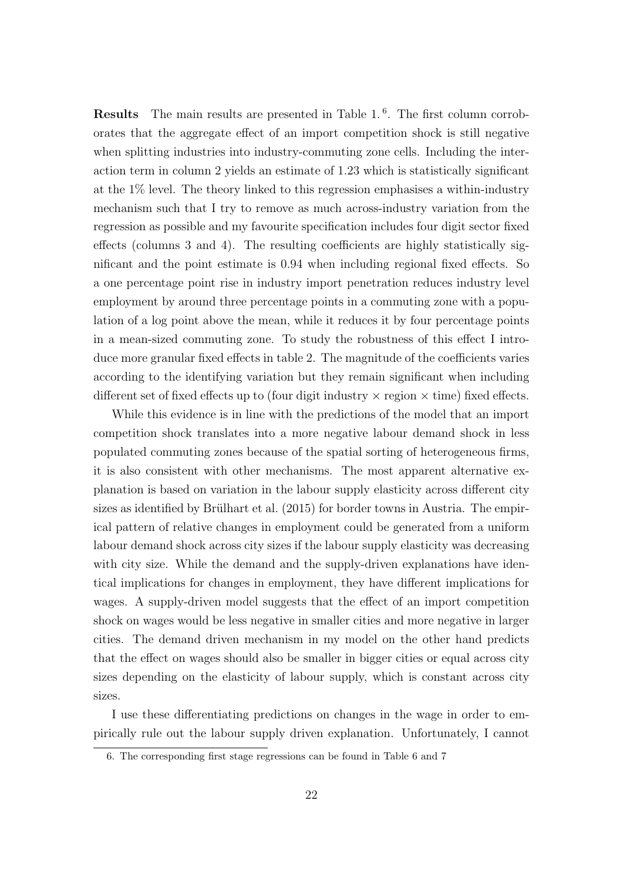**Results** The main results are presented in Table 1.[6]. The first column corroborates that the aggregate effect of an import competition shock is still negative when splitting industries into industry-commuting zone cells. Including the interaction term in column 2 yields an estimate of 1.23 which is statistically significant at the 1% level. The theory linked to this regression emphasises a within-industry mechanism such that I try to remove as much across-industry variation from the regression as possible and my favourite specification includes four digit sector fixed effects (columns 3 and 4). The resulting coefficients are highly statistically significant and the point estimate is 0.94 when including regional fixed effects. So a one percentage point rise in industry import penetration reduces industry level employment by around three percentage points in a commuting zone with a population of a log point above the mean, while it reduces it by four percentage points in a mean-sized commuting zone. To study the robustness of this effect I introduce more granular fixed effects in table 2. The magnitude of the coefficients varies according to the identifying variation but they remain significant when including different set of fixed effects up to (four digit industry $\times$ region $\times$ time) fixed effects.

While this evidence is in line with the predictions of the model that an import competition shock translates into a more negative labour demand shock in less populated commuting zones because of the spatial sorting of heterogeneous firms, it is also consistent with other mechanisms. The most apparent alternative explanation is based on variation in the labour supply elasticity across different city sizes as identified by Brülhart et al. (2015) for border towns in Austria. The empirical pattern of relative changes in employment could be generated from a uniform labour demand shock across city sizes if the labour supply elasticity was decreasing with city size. While the demand and the supply-driven explanations have identical implications for changes in employment, they have different implications for wages. A supply-driven model suggests that the effect of an import competition shock on wages would be less negative in smaller cities and more negative in larger cities. The demand driven mechanism in my model on the other hand predicts that the effect on wages should also be smaller in bigger cities or equal across city sizes depending on the elasticity of labour supply, which is constant across city sizes.

I use these differentiating predictions on changes in the wage in order to empirically rule out the labour supply driven explanation. Unfortunately, I cannot

6. The corresponding first stage regressions can be found in Table 6 and 7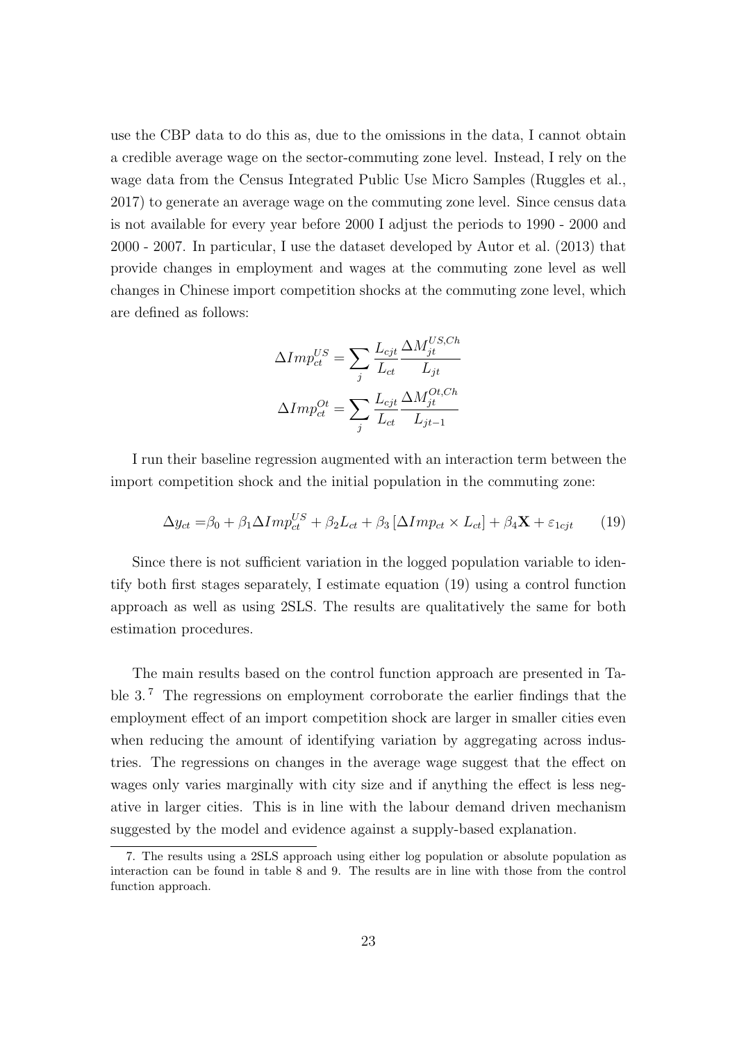use the CBP data to do this as, due to the omissions in the data, I cannot obtain a credible average wage on the sector-commuting zone level. Instead, I rely on the wage data from the Census Integrated Public Use Micro Samples (Ruggles et al., 2017) to generate an average wage on the commuting zone level. Since census data is not available for every year before 2000 I adjust the periods to 1990 - 2000 and 2000 - 2007. In particular, I use the dataset developed by Autor et al. (2013) that provide changes in employment and wages at the commuting zone level as well changes in Chinese import competition shocks at the commuting zone level, which are defined as follows:

$$\Delta Imp_{ct}^{US} = \sum_{j} \frac{L_{cjt}}{L_{ct}} \frac{\Delta M_{jt}^{US,Ch}}{L_{jt}}$$

$$\Delta Imp_{ct}^{Ot} = \sum_{j} \frac{L_{cjt}}{L_{ct}} \frac{\Delta M_{jt}^{Ot,Ch}}{L_{jt-1}}$$

I run their baseline regression augmented with an interaction term between the import competition shock and the initial population in the commuting zone:

$$\Delta y_{ct} = \beta_0 + \beta_1 \Delta Imp_{ct}^{US} + \beta_2 L_{ct} + \beta_3 \left[ \Delta Imp_{ct} \times L_{ct} \right] + \beta_4 \mathbf{X} + \varepsilon_{1cjt} \qquad (19)$$

Since there is not sufficient variation in the logged population variable to identify both first stages separately, I estimate equation (19) using a control function approach as well as using 2SLS. The results are qualitatively the same for both estimation procedures.

The main results based on the control function approach are presented in Table 3.[7] The regressions on employment corroborate the earlier findings that the employment effect of an import competition shock are larger in smaller cities even when reducing the amount of identifying variation by aggregating across industries. The regressions on changes in the average wage suggest that the effect on wages only varies marginally with city size and if anything the effect is less negative in larger cities. This is in line with the labour demand driven mechanism suggested by the model and evidence against a supply-based explanation.

7. The results using a 2SLS approach using either log population or absolute population as interaction can be found in table 8 and 9. The results are in line with those from the control function approach.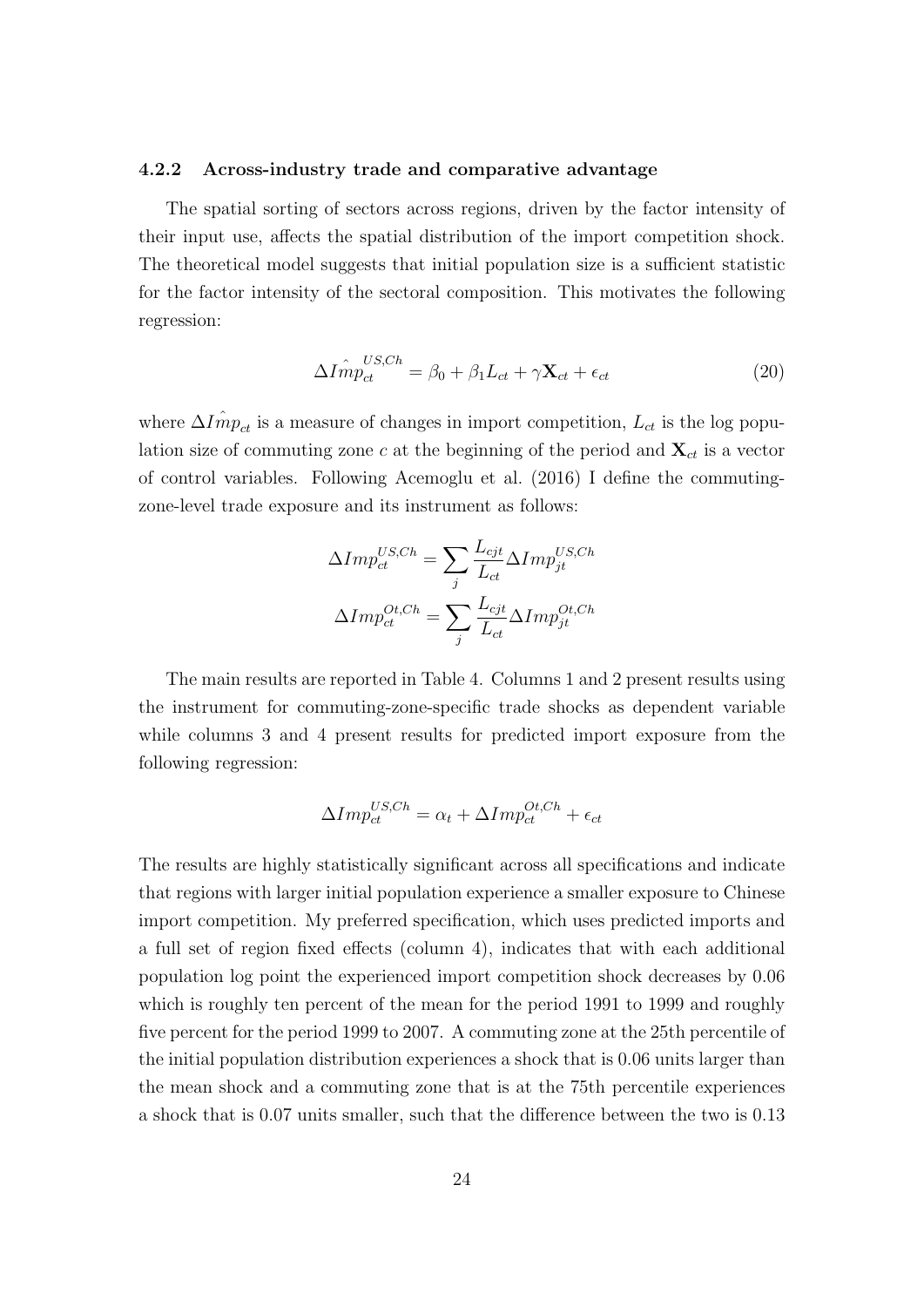#### 4.2.2 Across-industry trade and comparative advantage

The spatial sorting of sectors across regions, driven by the factor intensity of their input use, affects the spatial distribution of the import competition shock. The theoretical model suggests that initial population size is a sufficient statistic for the factor intensity of the sectoral composition. This motivates the following regression:

$$\Delta I\hat{m}p_{ct}^{US,Ch} = \beta_0 + \beta_1 L_{ct} + \gamma \mathbf{X}_{ct} + \epsilon_{ct} \tag{20}$$

where $\Delta I\hat{m}p_{ct}$ is a measure of changes in import competition, $L_{ct}$ is the log population size of commuting zone $c$ at the beginning of the period and $\mathbf{X}_{ct}$ is a vector of control variables. Following Acemoglu et al. (2016) I define the commuting-zone-level trade exposure and its instrument as follows:

$$\Delta Imp_{ct}^{US,Ch} = \sum_j \frac{L_{cjt}}{L_{ct}} \Delta Imp_{jt}^{US,Ch}$$

$$\Delta Imp_{ct}^{Ot,Ch} = \sum_j \frac{L_{cjt}}{L_{ct}} \Delta Imp_{jt}^{Ot,Ch}$$

The main results are reported in Table 4. Columns 1 and 2 present results using the instrument for commuting-zone-specific trade shocks as dependent variable while columns 3 and 4 present results for predicted import exposure from the following regression:

$$\Delta Imp_{ct}^{US,Ch} = \alpha_t + \Delta Imp_{ct}^{Ot,Ch} + \epsilon_{ct}$$

The results are highly statistically significant across all specifications and indicate that regions with larger initial population experience a smaller exposure to Chinese import competition. My preferred specification, which uses predicted imports and a full set of region fixed effects (column 4), indicates that with each additional population log point the experienced import competition shock decreases by 0.06 which is roughly ten percent of the mean for the period 1991 to 1999 and roughly five percent for the period 1999 to 2007. A commuting zone at the 25th percentile of the initial population distribution experiences a shock that is 0.06 units larger than the mean shock and a commuting zone that is at the 75th percentile experiences a shock that is 0.07 units smaller, such that the difference between the two is 0.13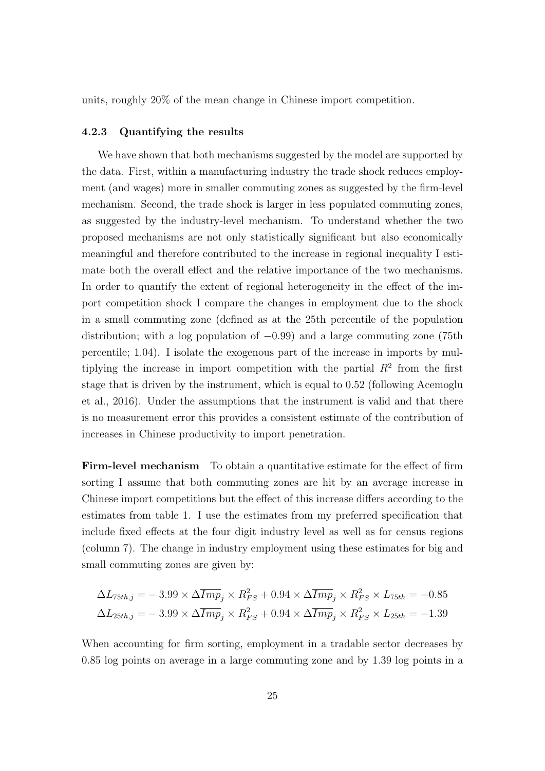units, roughly 20% of the mean change in Chinese import competition.

### 4.2.3 Quantifying the results

We have shown that both mechanisms suggested by the model are supported by the data. First, within a manufacturing industry the trade shock reduces employment (and wages) more in smaller commuting zones as suggested by the firm-level mechanism. Second, the trade shock is larger in less populated commuting zones, as suggested by the industry-level mechanism. To understand whether the two proposed mechanisms are not only statistically significant but also economically meaningful and therefore contributed to the increase in regional inequality I estimate both the overall effect and the relative importance of the two mechanisms. In order to quantify the extent of regional heterogeneity in the effect of the import competition shock I compare the changes in employment due to the shock in a small commuting zone (defined as at the 25th percentile of the population distribution; with a log population of $-0.99$) and a large commuting zone (75th percentile; 1.04). I isolate the exogenous part of the increase in imports by multiplying the increase in import competition with the partial $R^2$ from the first stage that is driven by the instrument, which is equal to 0.52 (following Acemoglu et al., 2016). Under the assumptions that the instrument is valid and that there is no measurement error this provides a consistent estimate of the contribution of increases in Chinese productivity to import penetration.

**Firm-level mechanism** To obtain a quantitative estimate for the effect of firm sorting I assume that both commuting zones are hit by an average increase in Chinese import competitions but the effect of this increase differs according to the estimates from table 1. I use the estimates from my preferred specification that include fixed effects at the four digit industry level as well as for census regions (column 7). The change in industry employment using these estimates for big and small commuting zones are given by:

$$\begin{aligned}
\Delta L_{75th,j} &= -3.99 \times \Delta \overline{Imp}_j \times R^2_{FS} + 0.94 \times \Delta \overline{Imp}_j \times R^2_{FS} \times L_{75th} = -0.85 \\
\Delta L_{25th,j} &= -3.99 \times \Delta \overline{Imp}_j \times R^2_{FS} + 0.94 \times \Delta \overline{Imp}_j \times R^2_{FS} \times L_{25th} = -1.39
\end{aligned}$$

When accounting for firm sorting, employment in a tradable sector decreases by 0.85 log points on average in a large commuting zone and by 1.39 log points in a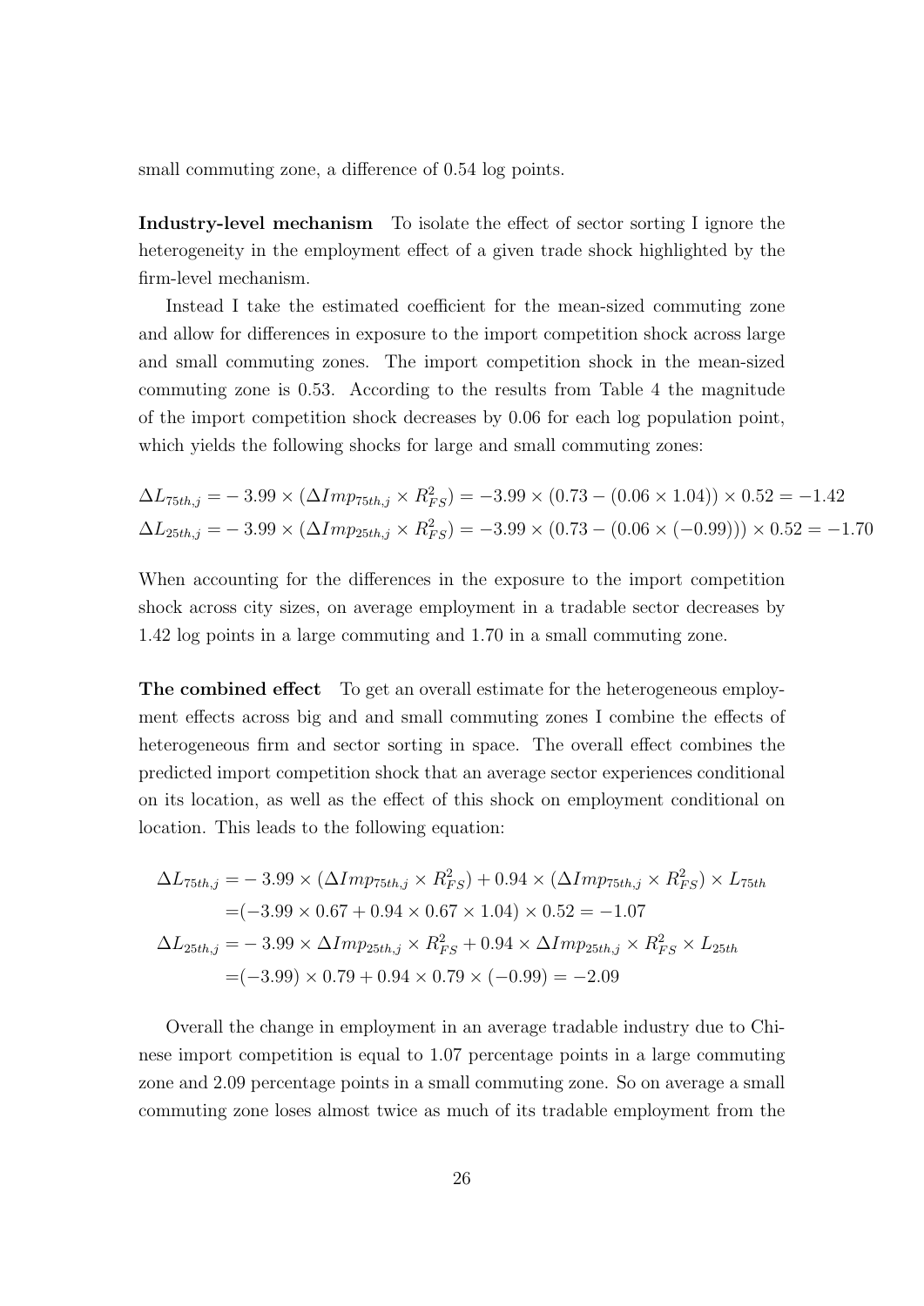small commuting zone, a difference of 0.54 log points.

**Industry-level mechanism** To isolate the effect of sector sorting I ignore the heterogeneity in the employment effect of a given trade shock highlighted by the firm-level mechanism.

Instead I take the estimated coefficient for the mean-sized commuting zone and allow for differences in exposure to the import competition shock across large and small commuting zones. The import competition shock in the mean-sized commuting zone is 0.53. According to the results from Table 4 the magnitude of the import competition shock decreases by 0.06 for each log population point, which yields the following shocks for large and small commuting zones:

$$
\begin{aligned}
\Delta L_{75th,j} =& -3.99 \times (\Delta Imp_{75th,j} \times R^2_{FS}) = -3.99 \times (0.73 - (0.06 \times 1.04)) \times 0.52 = -1.42 \\
\Delta L_{25th,j} =& -3.99 \times (\Delta Imp_{25th,j} \times R^2_{FS}) = -3.99 \times (0.73 - (0.06 \times (-0.99))) \times 0.52 = -1.70
\end{aligned}
$$

When accounting for the differences in the exposure to the import competition shock across city sizes, on average employment in a tradable sector decreases by 1.42 log points in a large commuting and 1.70 in a small commuting zone.

**The combined effect** To get an overall estimate for the heterogeneous employment effects across big and and small commuting zones I combine the effects of heterogeneous firm and sector sorting in space. The overall effect combines the predicted import competition shock that an average sector experiences conditional on its location, as well as the effect of this shock on employment conditional on location. This leads to the following equation:

$$
\begin{aligned}
\Delta L_{75th,j} =& -3.99 \times (\Delta Imp_{75th,j} \times R^2_{FS}) + 0.94 \times (\Delta Imp_{75th,j} \times R^2_{FS}) \times L_{75th} \\
=& (-3.99 \times 0.67 + 0.94 \times 0.67 \times 1.04) \times 0.52 = -1.07 \\
\Delta L_{25th,j} =& -3.99 \times \Delta Imp_{25th,j} \times R^2_{FS} + 0.94 \times \Delta Imp_{25th,j} \times R^2_{FS} \times L_{25th} \\
=& (-3.99) \times 0.79 + 0.94 \times 0.79 \times (-0.99) = -2.09
\end{aligned}
$$

Overall the change in employment in an average tradable industry due to Chinese import competition is equal to 1.07 percentage points in a large commuting zone and 2.09 percentage points in a small commuting zone. So on average a small commuting zone loses almost twice as much of its tradable employment from the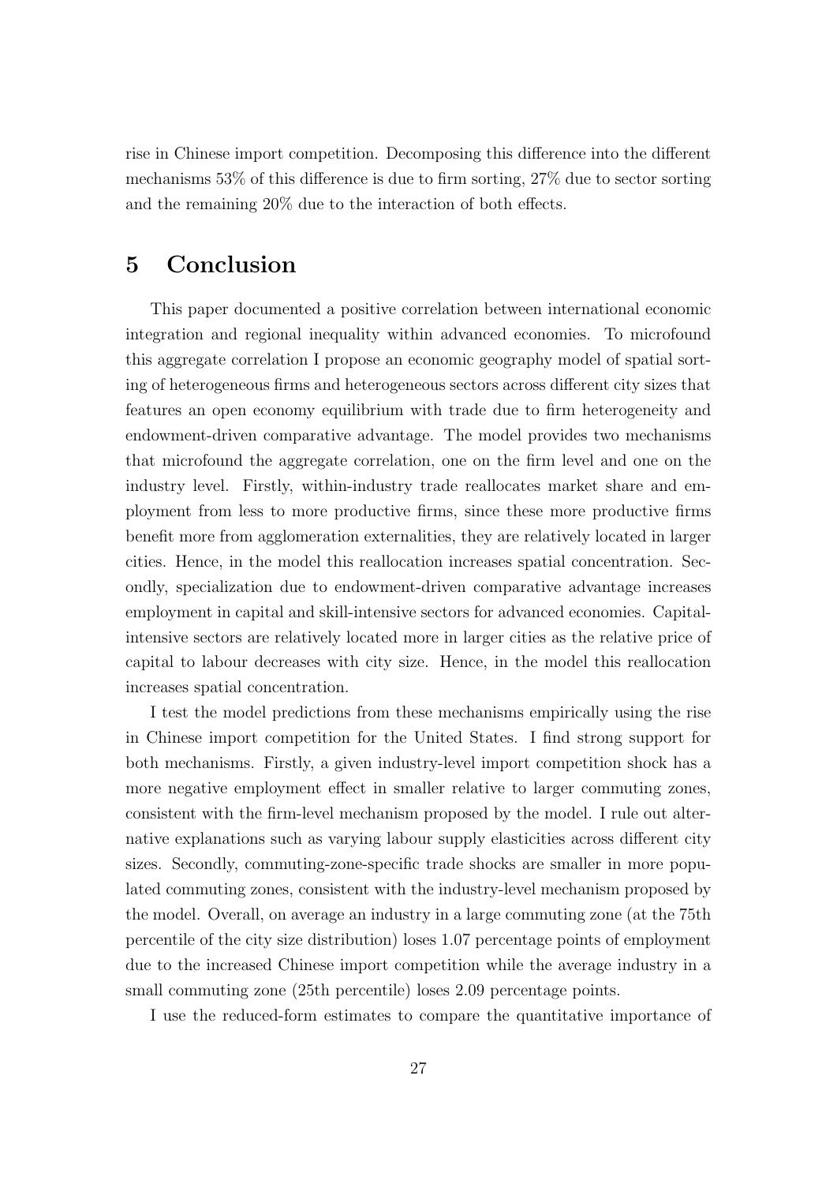rise in Chinese import competition. Decomposing this difference into the different mechanisms 53% of this difference is due to firm sorting, 27% due to sector sorting and the remaining 20% due to the interaction of both effects.

# 5 Conclusion

This paper documented a positive correlation between international economic integration and regional inequality within advanced economies. To microfound this aggregate correlation I propose an economic geography model of spatial sorting of heterogeneous firms and heterogeneous sectors across different city sizes that features an open economy equilibrium with trade due to firm heterogeneity and endowment-driven comparative advantage. The model provides two mechanisms that microfound the aggregate correlation, one on the firm level and one on the industry level. Firstly, within-industry trade reallocates market share and employment from less to more productive firms, since these more productive firms benefit more from agglomeration externalities, they are relatively located in larger cities. Hence, in the model this reallocation increases spatial concentration. Secondly, specialization due to endowment-driven comparative advantage increases employment in capital and skill-intensive sectors for advanced economies. Capital-intensive sectors are relatively located more in larger cities as the relative price of capital to labour decreases with city size. Hence, in the model this reallocation increases spatial concentration.

I test the model predictions from these mechanisms empirically using the rise in Chinese import competition for the United States. I find strong support for both mechanisms. Firstly, a given industry-level import competition shock has a more negative employment effect in smaller relative to larger commuting zones, consistent with the firm-level mechanism proposed by the model. I rule out alternative explanations such as varying labour supply elasticities across different city sizes. Secondly, commuting-zone-specific trade shocks are smaller in more populated commuting zones, consistent with the industry-level mechanism proposed by the model. Overall, on average an industry in a large commuting zone (at the 75th percentile of the city size distribution) loses 1.07 percentage points of employment due to the increased Chinese import competition while the average industry in a small commuting zone (25th percentile) loses 2.09 percentage points.

I use the reduced-form estimates to compare the quantitative importance of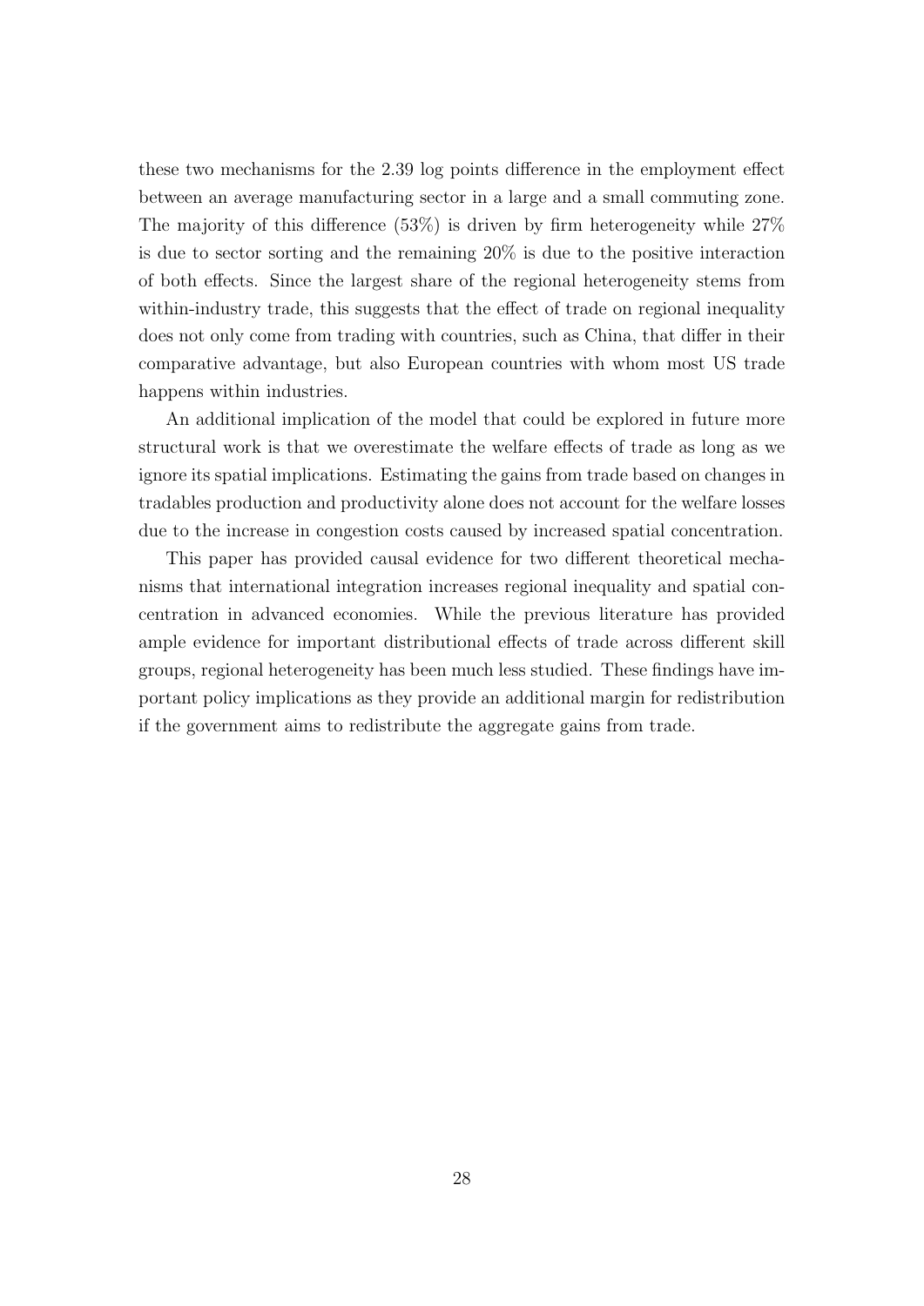these two mechanisms for the 2.39 log points difference in the employment effect between an average manufacturing sector in a large and a small commuting zone. The majority of this difference (53%) is driven by firm heterogeneity while 27% is due to sector sorting and the remaining 20% is due to the positive interaction of both effects. Since the largest share of the regional heterogeneity stems from within-industry trade, this suggests that the effect of trade on regional inequality does not only come from trading with countries, such as China, that differ in their comparative advantage, but also European countries with whom most US trade happens within industries.

An additional implication of the model that could be explored in future more structural work is that we overestimate the welfare effects of trade as long as we ignore its spatial implications. Estimating the gains from trade based on changes in tradables production and productivity alone does not account for the welfare losses due to the increase in congestion costs caused by increased spatial concentration.

This paper has provided causal evidence for two different theoretical mechanisms that international integration increases regional inequality and spatial concentration in advanced economies. While the previous literature has provided ample evidence for important distributional effects of trade across different skill groups, regional heterogeneity has been much less studied. These findings have important policy implications as they provide an additional margin for redistribution if the government aims to redistribute the aggregate gains from trade.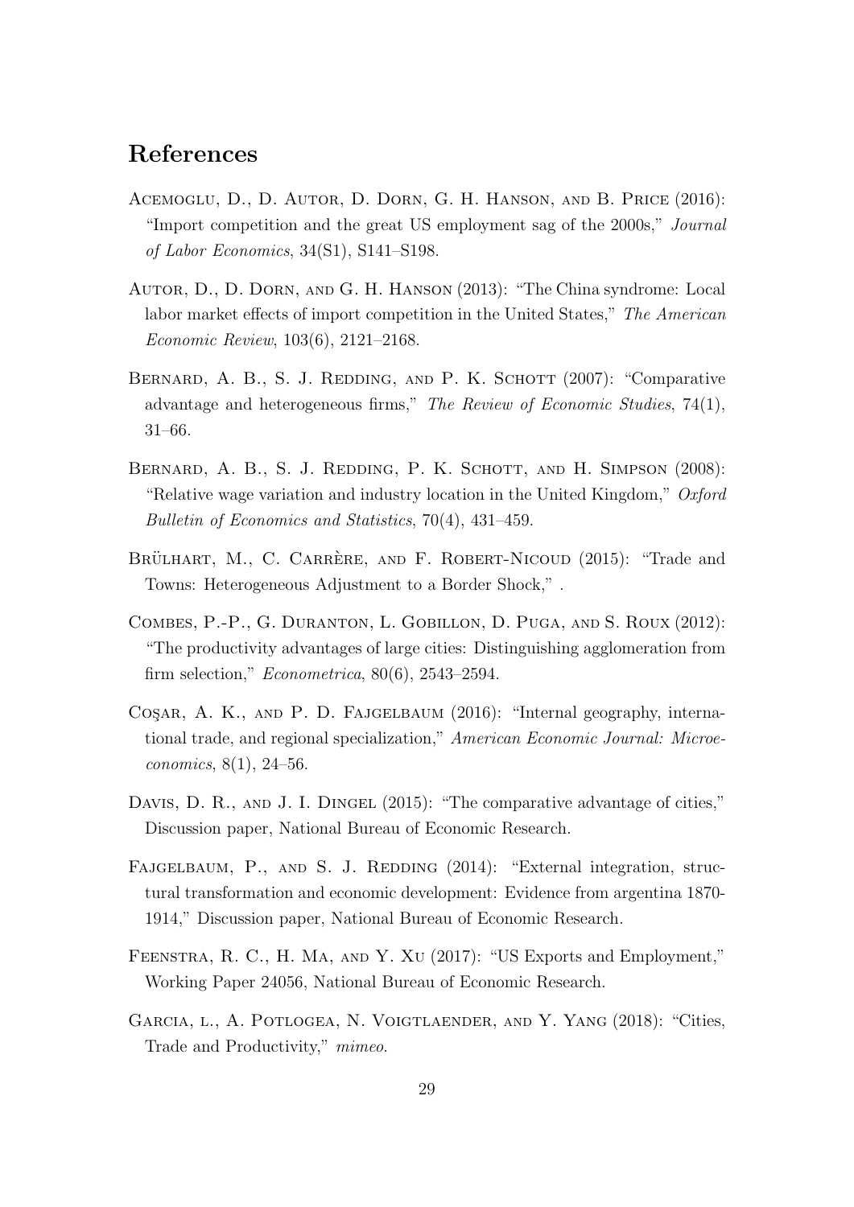## References

Acemoglu, D., D. Autor, D. Dorn, G. H. Hanson, and B. Price (2016): "Import competition and the great US employment sag of the 2000s," *Journal of Labor Economics*, 34(S1), S141–S198.

Autor, D., D. Dorn, and G. H. Hanson (2013): "The China syndrome: Local labor market effects of import competition in the United States," *The American Economic Review*, 103(6), 2121–2168.

Bernard, A. B., S. J. Redding, and P. K. Schott (2007): "Comparative advantage and heterogeneous firms," *The Review of Economic Studies*, 74(1), 31–66.

Bernard, A. B., S. J. Redding, P. K. Schott, and H. Simpson (2008): "Relative wage variation and industry location in the United Kingdom," *Oxford Bulletin of Economics and Statistics*, 70(4), 431–459.

Brülhart, M., C. Carrère, and F. Robert-Nicoud (2015): "Trade and Towns: Heterogeneous Adjustment to a Border Shock," .

Combes, P.-P., G. Duranton, L. Gobillon, D. Puga, and S. Roux (2012): "The productivity advantages of large cities: Distinguishing agglomeration from firm selection," *Econometrica*, 80(6), 2543–2594.

Coşar, A. K., and P. D. Fajgelbaum (2016): "Internal geography, international trade, and regional specialization," *American Economic Journal: Microeconomics*, 8(1), 24–56.

Davis, D. R., and J. I. Dingel (2015): "The comparative advantage of cities," Discussion paper, National Bureau of Economic Research.

Fajgelbaum, P., and S. J. Redding (2014): "External integration, structural transformation and economic development: Evidence from argentina 1870-1914," Discussion paper, National Bureau of Economic Research.

Feenstra, R. C., H. Ma, and Y. Xu (2017): "US Exports and Employment," Working Paper 24056, National Bureau of Economic Research.

Garcia, l., A. Potlogea, N. Voigtlaender, and Y. Yang (2018): "Cities, Trade and Productivity," *mimeo*.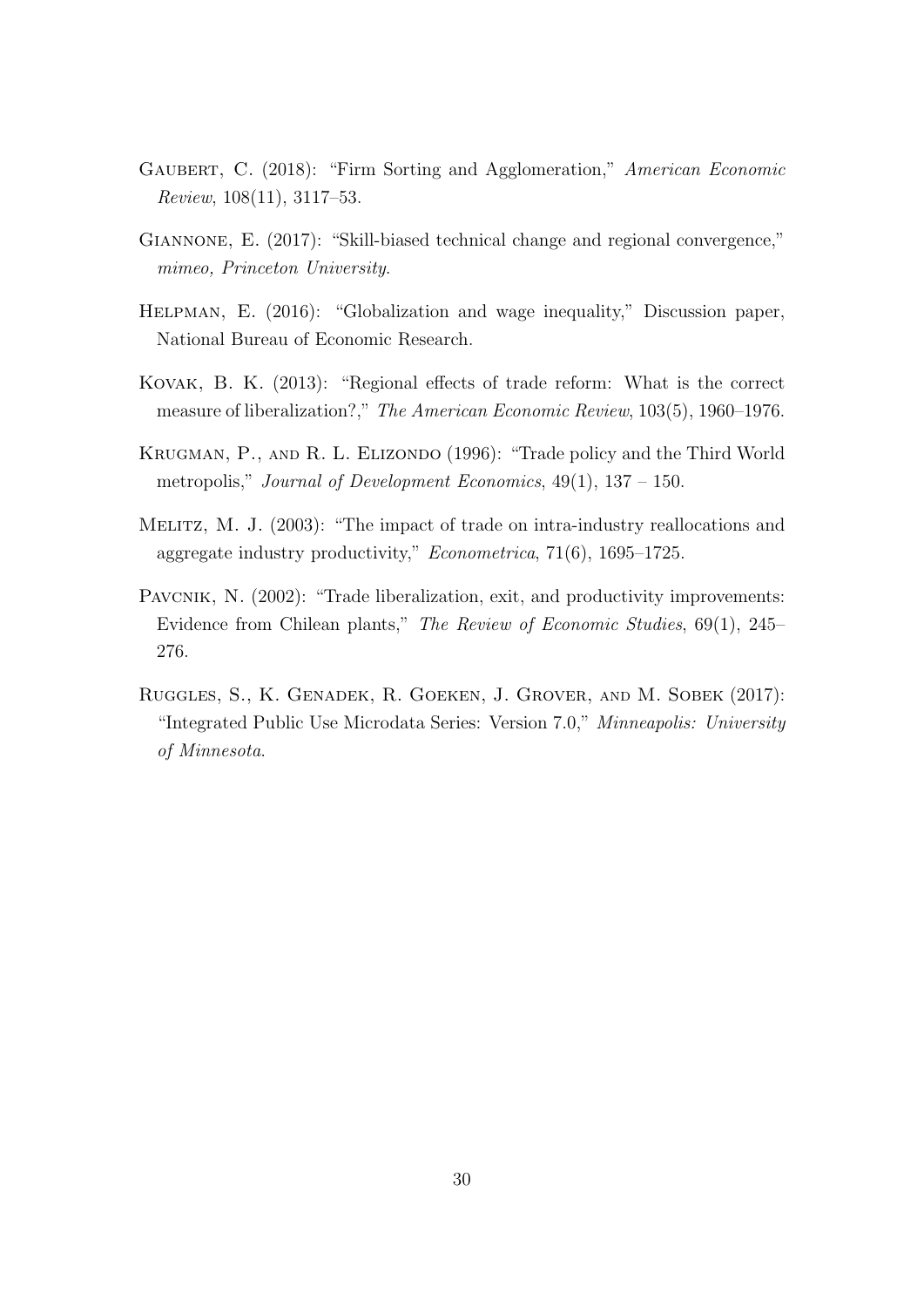Gaubert, C. (2018): "Firm Sorting and Agglomeration," *American Economic Review*, 108(11), 3117–53.

Giannone, E. (2017): "Skill-biased technical change and regional convergence," *mimeo, Princeton University*.

Helpman, E. (2016): "Globalization and wage inequality," Discussion paper, National Bureau of Economic Research.

Kovak, B. K. (2013): "Regional effects of trade reform: What is the correct measure of liberalization?," *The American Economic Review*, 103(5), 1960–1976.

Krugman, P., and R. L. Elizondo (1996): "Trade policy and the Third World metropolis," *Journal of Development Economics*, 49(1), 137 – 150.

Melitz, M. J. (2003): "The impact of trade on intra-industry reallocations and aggregate industry productivity," *Econometrica*, 71(6), 1695–1725.

Pavcnik, N. (2002): "Trade liberalization, exit, and productivity improvements: Evidence from Chilean plants," *The Review of Economic Studies*, 69(1), 245–276.

Ruggles, S., K. Genadek, R. Goeken, J. Grover, and M. Sobek (2017): "Integrated Public Use Microdata Series: Version 7.0," *Minneapolis: University of Minnesota*.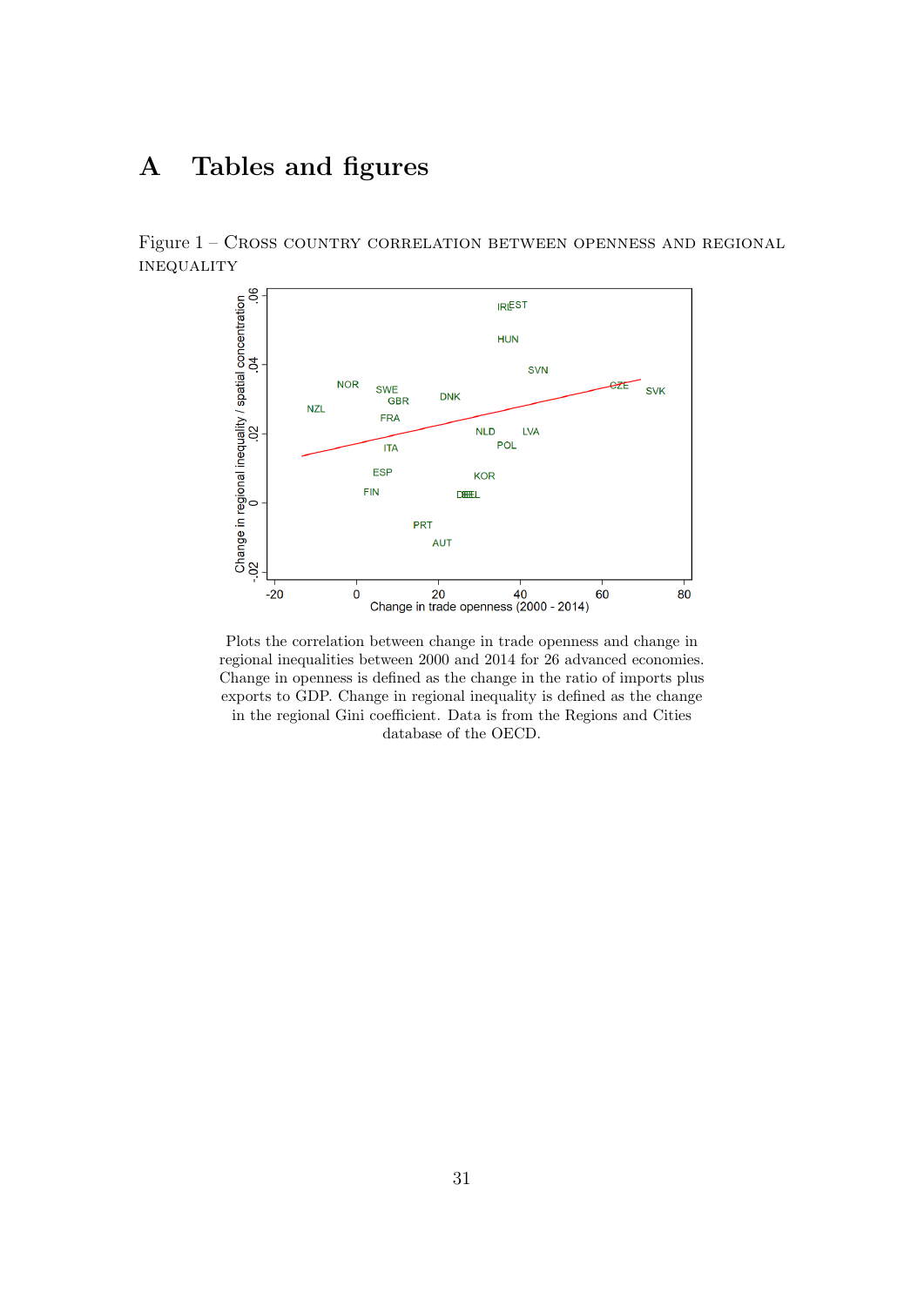# A Tables and figures

Figure 1 – Cross country correlation between openness and regional inequality

Plots the correlation between change in trade openness and change in regional inequalities between 2000 and 2014 for 26 advanced economies. Change in openness is defined as the change in the ratio of imports plus exports to GDP. Change in regional inequality is defined as the change in the regional Gini coefficient. Data is from the Regions and Cities database of the OECD.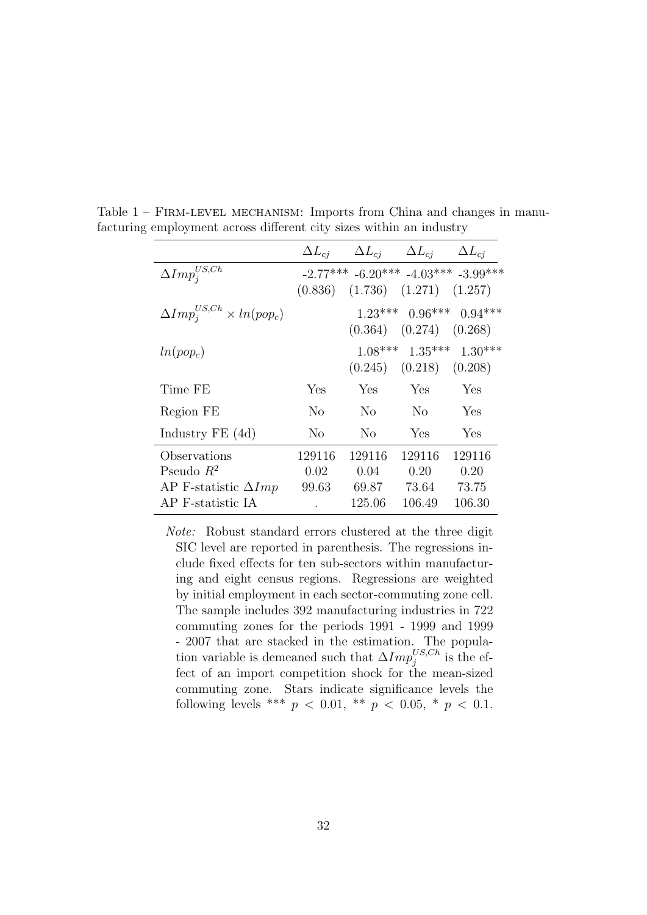Table 1 – Firm-level mechanism: Imports from China and changes in manufacturing employment across different city sizes within an industry

| | $\Delta L_{cj}$ | $\Delta L_{cj}$ | $\Delta L_{cj}$ | $\Delta L_{cj}$ |
|---|---|---|---|---|
| $\Delta Imp_j^{US,Ch}$ | -2.77*** | -6.20*** | -4.03*** | -3.99*** |
| | (0.836) | (1.736) | (1.271) | (1.257) |
| $\Delta Imp_j^{US,Ch} \times ln(pop_c)$ | | 1.23*** | 0.96*** | 0.94*** |
| | | (0.364) | (0.274) | (0.268) |
| $ln(pop_c)$ | | 1.08*** | 1.35*** | 1.30*** |
| | | (0.245) | (0.218) | (0.208) |
| Time FE | Yes | Yes | Yes | Yes |
| Region FE | No | No | No | Yes |
| Industry FE (4d) | No | No | Yes | Yes |
| Observations | 129116 | 129116 | 129116 | 129116 |
| Pseudo $R^2$ | 0.02 | 0.04 | 0.20 | 0.20 |
| AP F-statistic $\Delta Imp$ | 99.63 | 69.87 | 73.64 | 73.75 |
| AP F-statistic IA | . | 125.06 | 106.49 | 106.30 |

*Note:* Robust standard errors clustered at the three digit SIC level are reported in parenthesis. The regressions include fixed effects for ten sub-sectors within manufacturing and eight census regions. Regressions are weighted by initial employment in each sector-commuting zone cell. The sample includes 392 manufacturing industries in 722 commuting zones for the periods 1991 - 1999 and 1999 - 2007 that are stacked in the estimation. The population variable is demeaned such that $\Delta Imp_j^{US,Ch}$ is the effect of an import competition shock for the mean-sized commuting zone. Stars indicate significance levels the following levels *** $p < 0.01$, ** $p < 0.05$, * $p < 0.1$.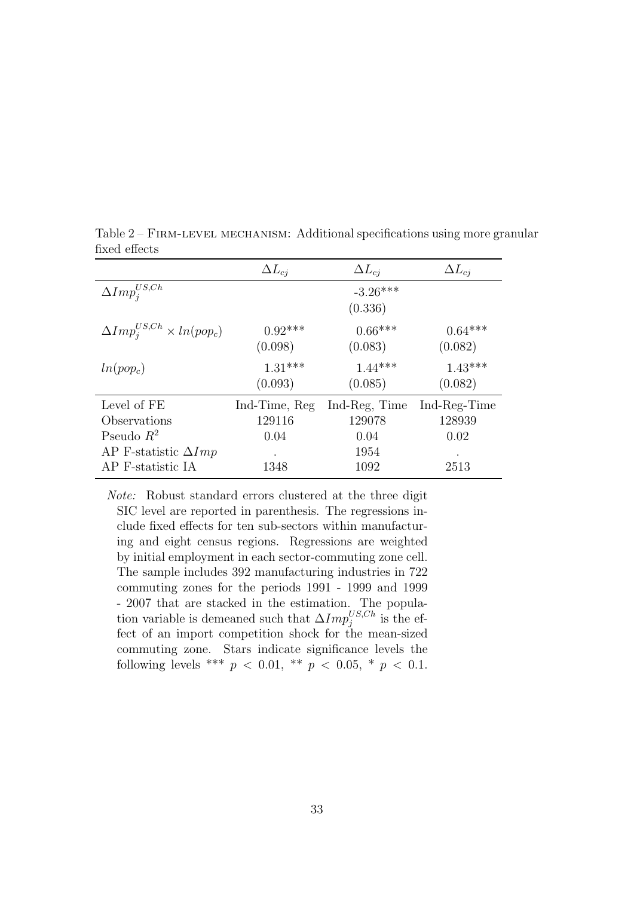Table 2 – FIRM-LEVEL MECHANISM: Additional specifications using more granular fixed effects

| | $\Delta L_{cj}$ | $\Delta L_{cj}$ | $\Delta L_{cj}$ |
|---|---|---|---|
| $\Delta Imp_j^{US,Ch}$ | | -3.26*** | |
| | | (0.336) | |
| $\Delta Imp_j^{US,Ch} \times ln(pop_c)$ | 0.92*** | 0.66*** | 0.64*** |
| | (0.098) | (0.083) | (0.082) |
| $ln(pop_c)$ | 1.31*** | 1.44*** | 1.43*** |
| | (0.093) | (0.085) | (0.082) |
| Level of FE | Ind-Time, Reg | Ind-Reg, Time | Ind-Reg-Time |
| Observations | 129116 | 129078 | 128939 |
| Pseudo $R^2$ | 0.04 | 0.04 | 0.02 |
| AP F-statistic $\Delta Imp$ | . | 1954 | . |
| AP F-statistic IA | 1348 | 1092 | 2513 |

*Note:* Robust standard errors clustered at the three digit SIC level are reported in parenthesis. The regressions include fixed effects for ten sub-sectors within manufacturing and eight census regions. Regressions are weighted by initial employment in each sector-commuting zone cell. The sample includes 392 manufacturing industries in 722 commuting zones for the periods 1991 - 1999 and 1999 - 2007 that are stacked in the estimation. The population variable is demeaned such that $\Delta Imp_j^{US,Ch}$ is the effect of an import competition shock for the mean-sized commuting zone. Stars indicate significance levels the following levels *** $p < 0.01$, ** $p < 0.05$, * $p < 0.1$.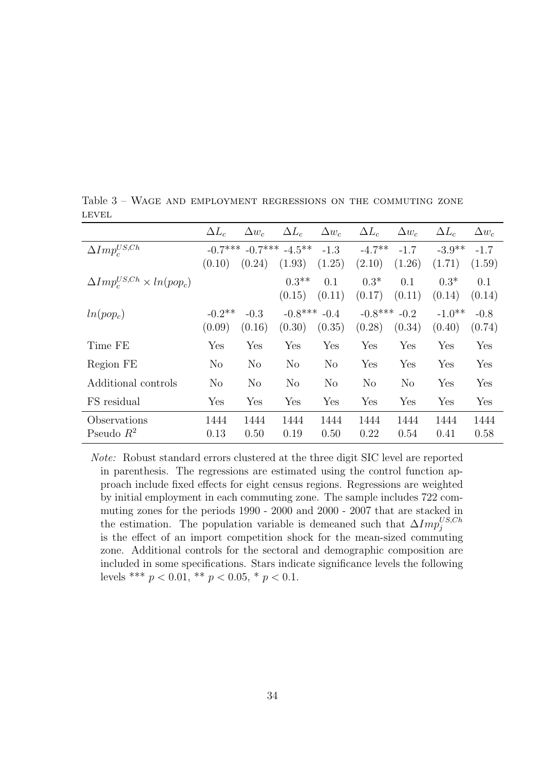Table 3 – Wage and employment regressions on the commuting zone level

| | $\Delta L_c$ | $\Delta w_c$ | $\Delta L_c$ | $\Delta w_c$ | $\Delta L_c$ | $\Delta w_c$ | $\Delta L_c$ | $\Delta w_c$ |
|---|---|---|---|---|---|---|---|---|
| $\Delta Imp_c^{US,Ch}$ | -0.7*** | -0.7*** | -4.5** | -1.3 | -4.7** | -1.7 | -3.9** | -1.7 |
| | (0.10) | (0.24) | (1.93) | (1.25) | (2.10) | (1.26) | (1.71) | (1.59) |
| $\Delta Imp_c^{US,Ch} \times ln(pop_c)$ | | | 0.3** | 0.1 | 0.3* | 0.1 | 0.3* | 0.1 |
| | | | (0.15) | (0.11) | (0.17) | (0.11) | (0.14) | (0.14) |
| $ln(pop_c)$ | -0.2** | -0.3 | -0.8*** | -0.4 | -0.8*** | -0.2 | -1.0** | -0.8 |
| | (0.09) | (0.16) | (0.30) | (0.35) | (0.28) | (0.34) | (0.40) | (0.74) |
| Time FE | Yes | Yes | Yes | Yes | Yes | Yes | Yes | Yes |
| Region FE | No | No | No | No | Yes | Yes | Yes | Yes |
| Additional controls | No | No | No | No | No | No | Yes | Yes |
| FS residual | Yes | Yes | Yes | Yes | Yes | Yes | Yes | Yes |
| Observations | 1444 | 1444 | 1444 | 1444 | 1444 | 1444 | 1444 | 1444 |
| Pseudo $R^2$ | 0.13 | 0.50 | 0.19 | 0.50 | 0.22 | 0.54 | 0.41 | 0.58 |

*Note:* Robust standard errors clustered at the three digit SIC level are reported in parenthesis. The regressions are estimated using the control function approach include fixed effects for eight census regions. Regressions are weighted by initial employment in each commuting zone. The sample includes 722 commuting zones for the periods 1990 - 2000 and 2000 - 2007 that are stacked in the estimation. The population variable is demeaned such that $\Delta Imp_j^{US,Ch}$ is the effect of an import competition shock for the mean-sized commuting zone. Additional controls for the sectoral and demographic composition are included in some specifications. Stars indicate significance levels the following levels *** $p < 0.01$, ** $p < 0.05$, * $p < 0.1$.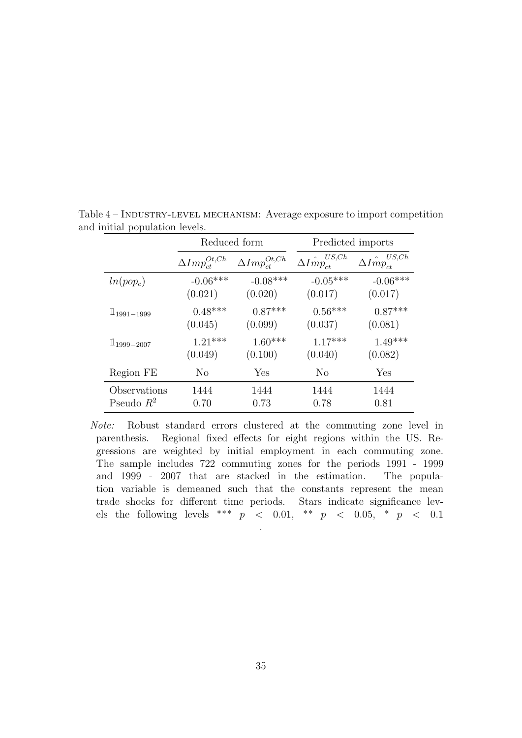Table 4 – INDUSTRY-LEVEL MECHANISM: Average exposure to import competition and initial population levels.

| | Reduced form | | Predicted imports | |
|---|---|---|---|---|
| | $\Delta Imp_{ct}^{Ot,Ch}$ | $\Delta Imp_{ct}^{Ot,Ch}$ | $\Delta \hat{Imp}_{ct}^{US,Ch}$ | $\Delta \hat{Imp}_{ct}^{US,Ch}$ |
| $ln(pop_c)$ | -0.06*** | -0.08*** | -0.05*** | -0.06*** |
| | (0.021) | (0.020) | (0.017) | (0.017) |
| $\mathbb{1}_{1991-1999}$ | 0.48*** | 0.87*** | 0.56*** | 0.87*** |
| | (0.045) | (0.099) | (0.037) | (0.081) |
| $\mathbb{1}_{1999-2007}$ | 1.21*** | 1.60*** | 1.17*** | 1.49*** |
| | (0.049) | (0.100) | (0.040) | (0.082) |
| Region FE | No | Yes | No | Yes |
| Observations | 1444 | 1444 | 1444 | 1444 |
| Pseudo $R^2$ | 0.70 | 0.73 | 0.78 | 0.81 |

*Note:* Robust standard errors clustered at the commuting zone level in parenthesis. Regional fixed effects for eight regions within the US. Regressions are weighted by initial employment in each commuting zone. The sample includes 722 commuting zones for the periods 1991 - 1999 and 1999 - 2007 that are stacked in the estimation. The population variable is demeaned such that the constants represent the mean trade shocks for different time periods. Stars indicate significance levels the following levels *** $p < 0.01$, ** $p < 0.05$, * $p < 0.1$ .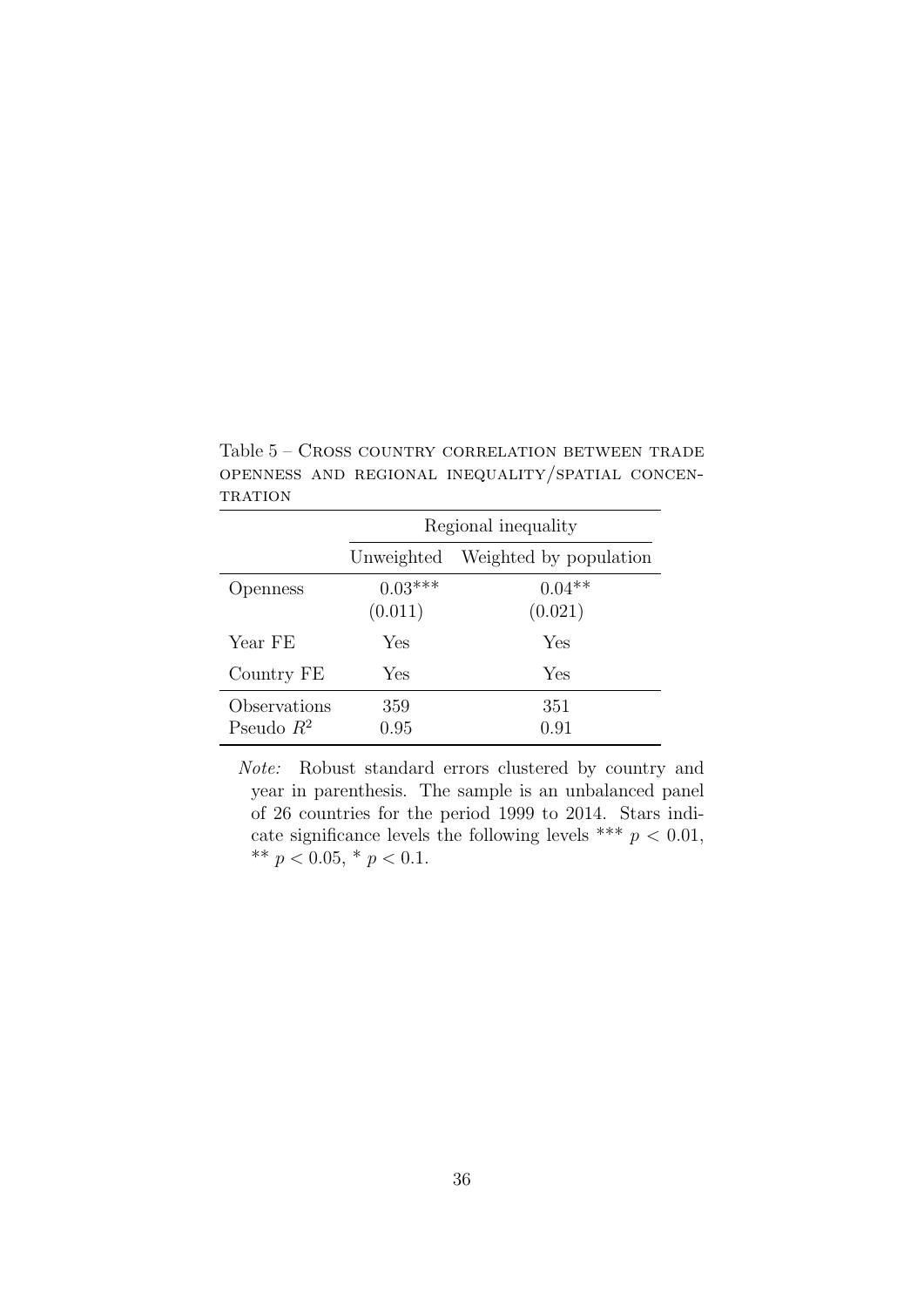Table 5 – Cross country correlation between trade openness and regional inequality/spatial concentration

| | Regional inequality | |
|---|---|---|
| | Unweighted | Weighted by population |
| Openness | 0.03*** | 0.04** |
| | (0.011) | (0.021) |
| Year FE | Yes | Yes |
| Country FE | Yes | Yes |
| Observations | 359 | 351 |
| Pseudo $R^2$ | 0.95 | 0.91 |

*Note:* Robust standard errors clustered by country and year in parenthesis. The sample is an unbalanced panel of 26 countries for the period 1999 to 2014. Stars indicate significance levels the following levels *** $p < 0.01$, ** $p < 0.05$, * $p < 0.1$.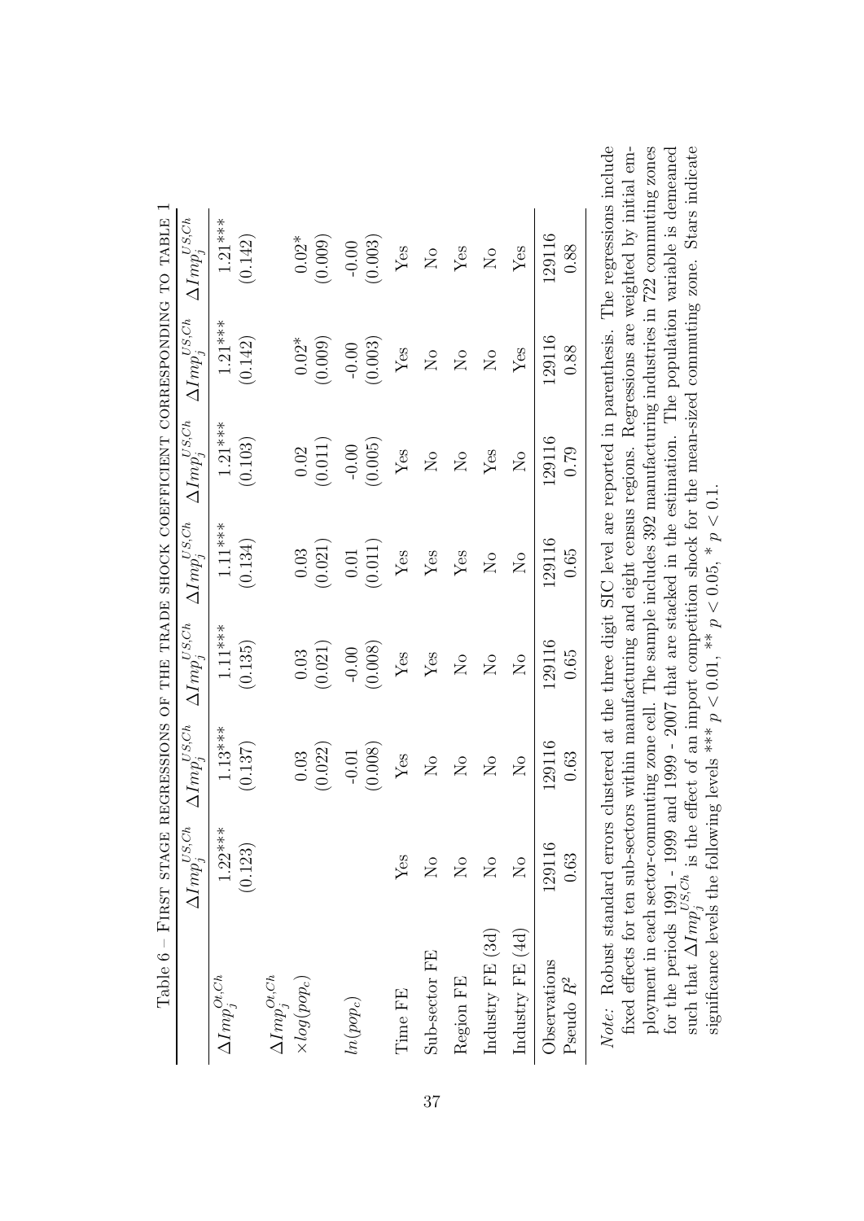Table 6 – First stage regressions of the trade shock coefficient corresponding to Table 1

| | $\Delta Imp_j^{US,Ch}$ | $\Delta Imp_j^{US,Ch}$ | $\Delta Imp_j^{US,Ch}$ | $\Delta Imp_j^{US,Ch}$ | $\Delta Imp_j^{US,Ch}$ | $\Delta Imp_j^{US,Ch}$ | $\Delta Imp_j^{US,Ch}$ |
|---|---|---|---|---|---|---|---|
| $\Delta Imp_j^{Ot,Ch}$ | 1.22*** | 1.13*** | 1.11*** | 1.11*** | 1.21*** | 1.21*** | 1.21*** |
| | (0.123) | (0.137) | (0.135) | (0.134) | (0.103) | (0.142) | (0.142) |
| $\Delta Imp_j^{Ot,Ch}$ | | | | | | | |
| $\times log(pop_c)$ | | 0.03 | 0.03 | 0.03 | 0.02 | 0.02* | 0.02* |
| | | (0.022) | (0.021) | (0.021) | (0.011) | (0.009) | (0.009) |
| $ln(pop_c)$ | | -0.01 | -0.00 | 0.01 | -0.00 | -0.00 | -0.00 |
| | | (0.008) | (0.008) | (0.011) | (0.005) | (0.003) | (0.003) |
| Time FE | Yes | Yes | Yes | Yes | Yes | Yes | Yes |
| Sub-sector FE | No | No | Yes | Yes | No | No | No |
| Region FE | No | No | No | Yes | No | No | Yes |
| Industry FE (3d) | No | No | No | No | Yes | No | No |
| Industry FE (4d) | No | No | No | No | No | Yes | Yes |
| Observations | 129116 | 129116 | 129116 | 129116 | 129116 | 129116 | 129116 |
| Pseudo $R^2$ | 0.63 | 0.63 | 0.65 | 0.65 | 0.79 | 0.88 | 0.88 |

*Note:* Robust standard errors clustered at the three digit SIC level are reported in parenthesis. The regressions include fixed effects for ten sub-sectors within manufacturing and eight census regions. Regressions are weighted by initial employment in each sector-commuting zone cell. The sample includes 392 manufacturing industries in 722 commuting zones for the periods 1991 - 1999 and 1999 - 2007 that are stacked in the estimation. The population variable is demeaned such that $\Delta Imp_j^{US,Ch}$ is the effect of an import competition shock for the mean-sized commuting zone. Stars indicate significance levels the following levels *** $p < 0.01$, ** $p < 0.05$, * $p < 0.1$.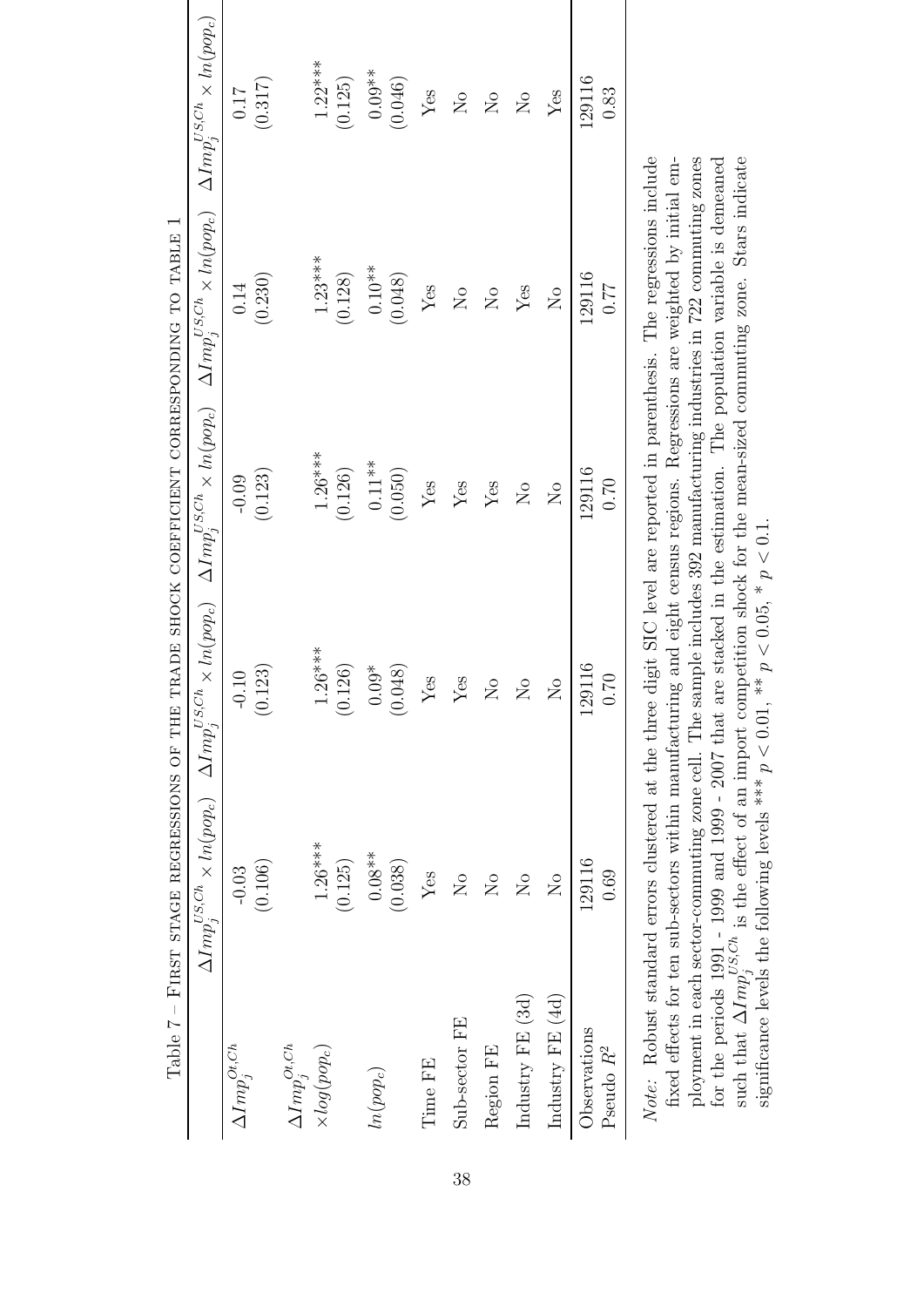Table 7 – First stage regressions of the trade shock coefficient corresponding to table 1

| | $\Delta Imp_j^{US,Ch} \times ln(pop_c)$ | $\Delta Imp_j^{US,Ch} \times ln(pop_c)$ | $\Delta Imp_j^{US,Ch} \times ln(pop_c)$ | $\Delta Imp_j^{US,Ch} \times ln(pop_c)$ | $\Delta Imp_j^{US,Ch} \times ln(pop_c)$ |
|---|---|---|---|---|---|
| $\Delta Imp_j^{Ot,Ch}$ | -0.03 | -0.10 | -0.09 | 0.14 | 0.17 |
| | (0.106) | (0.123) | (0.123) | (0.230) | (0.317) |
| $\Delta Imp_j^{Ot,Ch}$ $\times log(pop_c)$ | 1.26*** | 1.26*** | 1.26*** | 1.23*** | 1.22*** |
| | (0.125) | (0.126) | (0.126) | (0.128) | (0.125) |
| $ln(pop_c)$ | 0.08** | 0.09* | 0.11** | 0.10** | 0.09** |
| | (0.038) | (0.048) | (0.050) | (0.048) | (0.046) |
| Time FE | Yes | Yes | Yes | Yes | Yes |
| Sub-sector FE | No | Yes | Yes | No | No |
| Region FE | No | No | Yes | No | No |
| Industry FE (3d) | No | No | No | Yes | No |
| Industry FE (4d) | No | No | No | No | Yes |
| Observations | 129116 | 129116 | 129116 | 129116 | 129116 |
| Pseudo $R^2$ | 0.69 | 0.70 | 0.70 | 0.77 | 0.83 |

*Note:* Robust standard errors clustered at the three digit SIC level are reported in parenthesis. The regressions include fixed effects for ten sub-sectors within manufacturing and eight census regions. Regressions are weighted by initial employment in each sector-commuting zone cell. The sample includes 392 manufacturing industries in 722 commuting zones for the periods 1991 - 1999 and 1999 - 2007 that are stacked in the estimation. The population variable is demeaned such that $\Delta Imp_j^{US,Ch}$ is the effect of an import competition shock for the mean-sized commuting zone. Stars indicate significance levels the following levels *** $p < 0.01$, ** $p < 0.05$, * $p < 0.1$.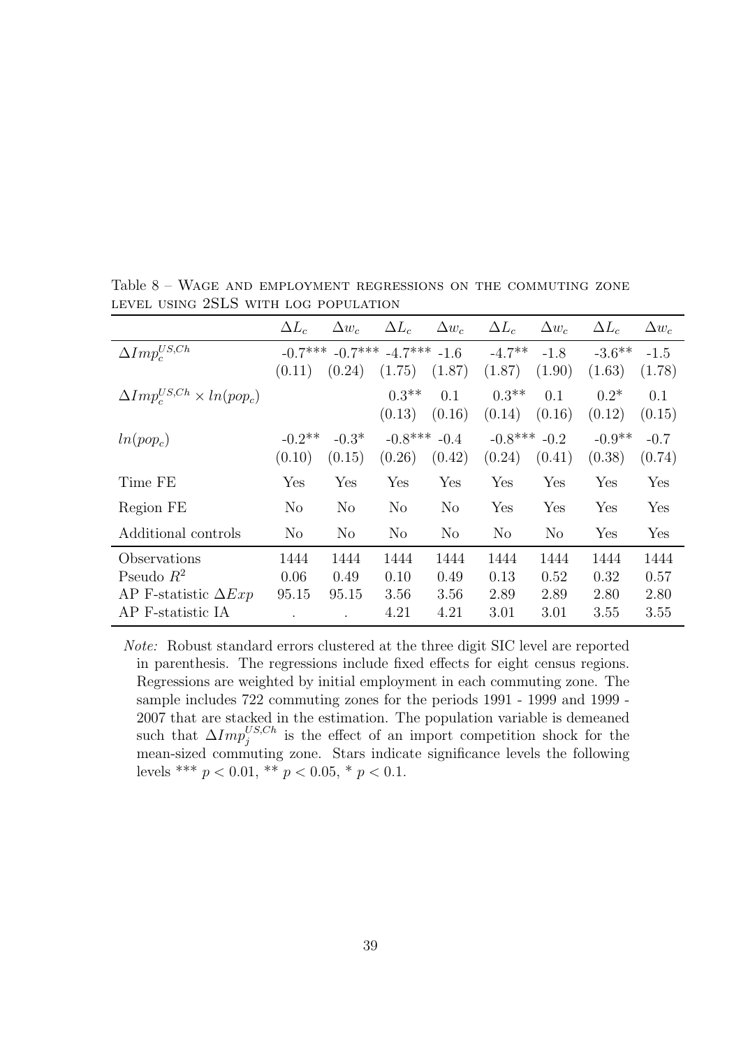Table 8 – Wage and employment regressions on the commuting zone level using 2SLS with log population

| | $\Delta L_c$ | $\Delta w_c$ | $\Delta L_c$ | $\Delta w_c$ | $\Delta L_c$ | $\Delta w_c$ | $\Delta L_c$ | $\Delta w_c$ |
|---|---|---|---|---|---|---|---|---|
| $\Delta Imp_c^{US,Ch}$ | -0.7*** | -0.7*** | -4.7*** | -1.6 | -4.7** | -1.8 | -3.6** | -1.5 |
| | (0.11) | (0.24) | (1.75) | (1.87) | (1.87) | (1.90) | (1.63) | (1.78) |
| $\Delta Imp_c^{US,Ch} \times ln(pop_c)$ | | | 0.3** | 0.1 | 0.3** | 0.1 | 0.2* | 0.1 |
| | | | (0.13) | (0.16) | (0.14) | (0.16) | (0.12) | (0.15) |
| $ln(pop_c)$ | -0.2** | -0.3* | -0.8*** | -0.4 | -0.8*** | -0.2 | -0.9** | -0.7 |
| | (0.10) | (0.15) | (0.26) | (0.42) | (0.24) | (0.41) | (0.38) | (0.74) |
| Time FE | Yes | Yes | Yes | Yes | Yes | Yes | Yes | Yes |
| Region FE | No | No | No | No | Yes | Yes | Yes | Yes |
| Additional controls | No | No | No | No | No | No | Yes | Yes |
| Observations | 1444 | 1444 | 1444 | 1444 | 1444 | 1444 | 1444 | 1444 |
| Pseudo $R^2$ | 0.06 | 0.49 | 0.10 | 0.49 | 0.13 | 0.52 | 0.32 | 0.57 |
| AP F-statistic $\Delta Exp$ | 95.15 | 95.15 | 3.56 | 3.56 | 2.89 | 2.89 | 2.80 | 2.80 |
| AP F-statistic IA | . | . | 4.21 | 4.21 | 3.01 | 3.01 | 3.55 | 3.55 |

*Note:* Robust standard errors clustered at the three digit SIC level are reported in parenthesis. The regressions include fixed effects for eight census regions. Regressions are weighted by initial employment in each commuting zone. The sample includes 722 commuting zones for the periods 1991 - 1999 and 1999 - 2007 that are stacked in the estimation. The population variable is demeaned such that $\Delta Imp_j^{US,Ch}$ is the effect of an import competition shock for the mean-sized commuting zone. Stars indicate significance levels the following levels *** $p < 0.01$, ** $p < 0.05$, * $p < 0.1$.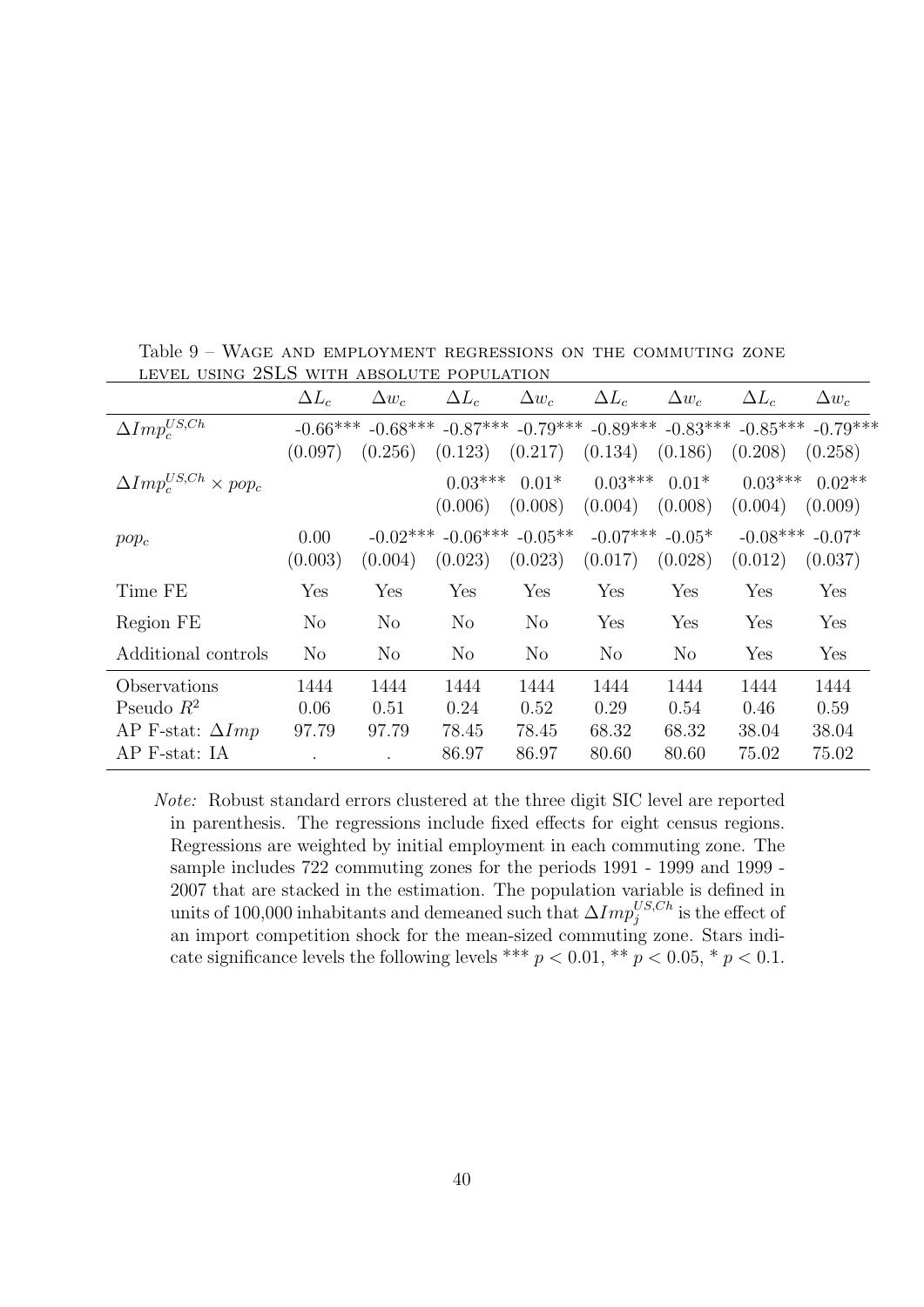Table 9 – Wage and employment regressions on the commuting zone level using 2SLS with absolute population

| | $\Delta L_c$ | $\Delta w_c$ | $\Delta L_c$ | $\Delta w_c$ | $\Delta L_c$ | $\Delta w_c$ | $\Delta L_c$ | $\Delta w_c$ |
|---|---|---|---|---|---|---|---|---|
| $\Delta Imp_c^{US,Ch}$ | -0.66*** | -0.68*** | -0.87*** | -0.79*** | -0.89*** | -0.83*** | -0.85*** | -0.79*** |
| | (0.097) | (0.256) | (0.123) | (0.217) | (0.134) | (0.186) | (0.208) | (0.258) |
| $\Delta Imp_c^{US,Ch} \times pop_c$ | | | 0.03*** | 0.01* | 0.03*** | 0.01* | 0.03*** | 0.02** |
| | | | (0.006) | (0.008) | (0.004) | (0.008) | (0.004) | (0.009) |
| $pop_c$ | 0.00 | -0.02*** | -0.06*** | -0.05** | -0.07*** | -0.05* | -0.08*** | -0.07* |
| | (0.003) | (0.004) | (0.023) | (0.023) | (0.017) | (0.028) | (0.012) | (0.037) |
| Time FE | Yes | Yes | Yes | Yes | Yes | Yes | Yes | Yes |
| Region FE | No | No | No | No | Yes | Yes | Yes | Yes |
| Additional controls | No | No | No | No | No | No | Yes | Yes |
| Observations | 1444 | 1444 | 1444 | 1444 | 1444 | 1444 | 1444 | 1444 |
| Pseudo $R^2$ | 0.06 | 0.51 | 0.24 | 0.52 | 0.29 | 0.54 | 0.46 | 0.59 |
| AP F-stat: $\Delta Imp$ | 97.79 | 97.79 | 78.45 | 78.45 | 68.32 | 68.32 | 38.04 | 38.04 |
| AP F-stat: IA | . | . | 86.97 | 86.97 | 80.60 | 80.60 | 75.02 | 75.02 |

*Note:* Robust standard errors clustered at the three digit SIC level are reported in parenthesis. The regressions include fixed effects for eight census regions. Regressions are weighted by initial employment in each commuting zone. The sample includes 722 commuting zones for the periods 1991 - 1999 and 1999 - 2007 that are stacked in the estimation. The population variable is defined in units of 100,000 inhabitants and demeaned such that $\Delta Imp_j^{US,Ch}$ is the effect of an import competition shock for the mean-sized commuting zone. Stars indicate significance levels the following levels *** $p < 0.01$, ** $p < 0.05$, * $p < 0.1$.